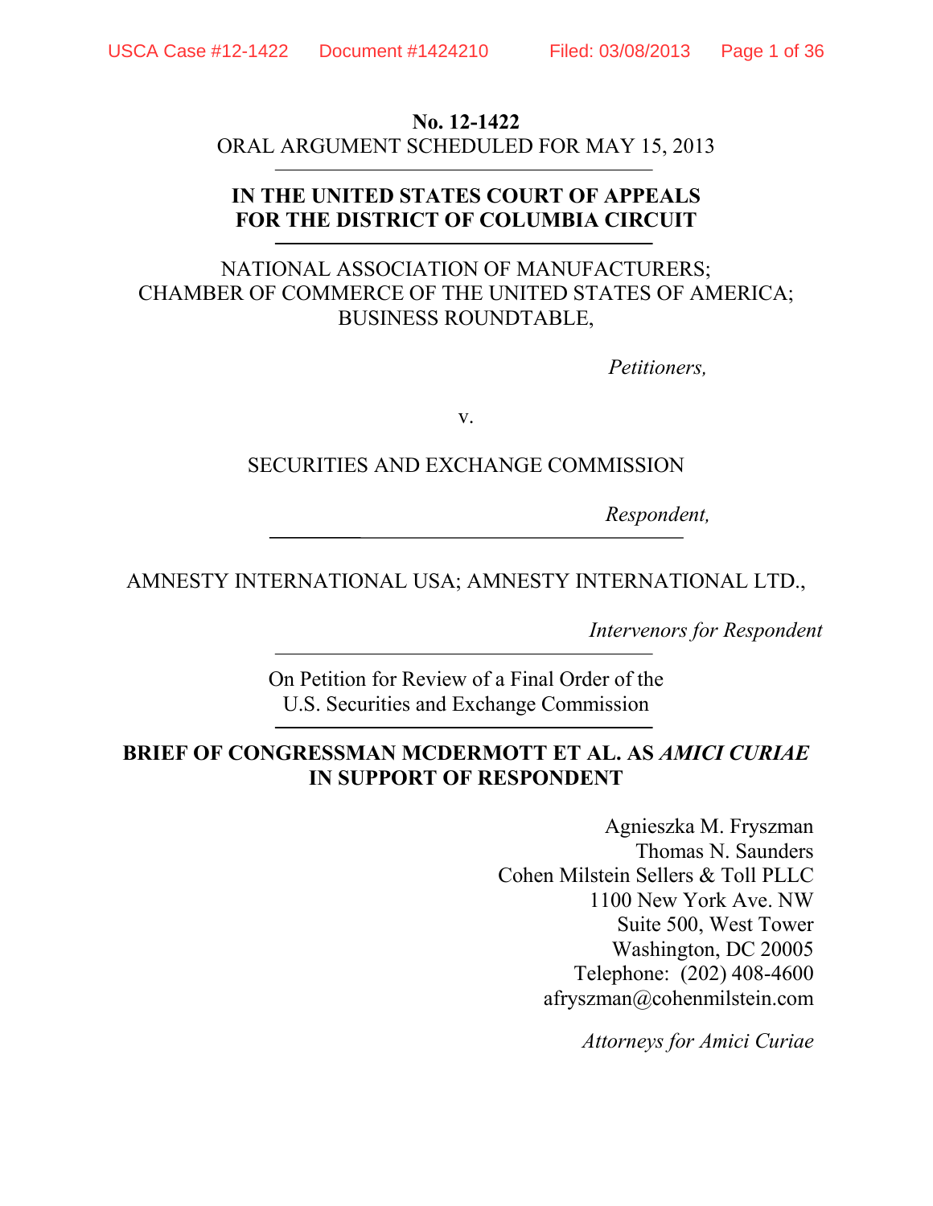**No. 12-1422**
ORAL ARGUMENT SCHEDULED FOR MAY 15, 2013

---

**IN THE UNITED STATES COURT OF APPEALS
FOR THE DISTRICT OF COLUMBIA CIRCUIT**

---

NATIONAL ASSOCIATION OF MANUFACTURERS;
CHAMBER OF COMMERCE OF THE UNITED STATES OF AMERICA;
BUSINESS ROUNDTABLE,

*Petitioners,*

v.

SECURITIES AND EXCHANGE COMMISSION

*Respondent,*

---

AMNESTY INTERNATIONAL USA; AMNESTY INTERNATIONAL LTD.,

*Intervenors for Respondent*

---

On Petition for Review of a Final Order of the
U.S. Securities and Exchange Commission

---

**BRIEF OF CONGRESSMAN MCDERMOTT ET AL. AS *AMICI CURIAE* IN SUPPORT OF RESPONDENT**

Agnieszka M. Fryszman
Thomas N. Saunders
Cohen Milstein Sellers & Toll PLLC
1100 New York Ave. NW
Suite 500, West Tower
Washington, DC 20005
Telephone: (202) 408-4600
afryszman@cohenmilstein.com

*Attorneys for Amici Curiae*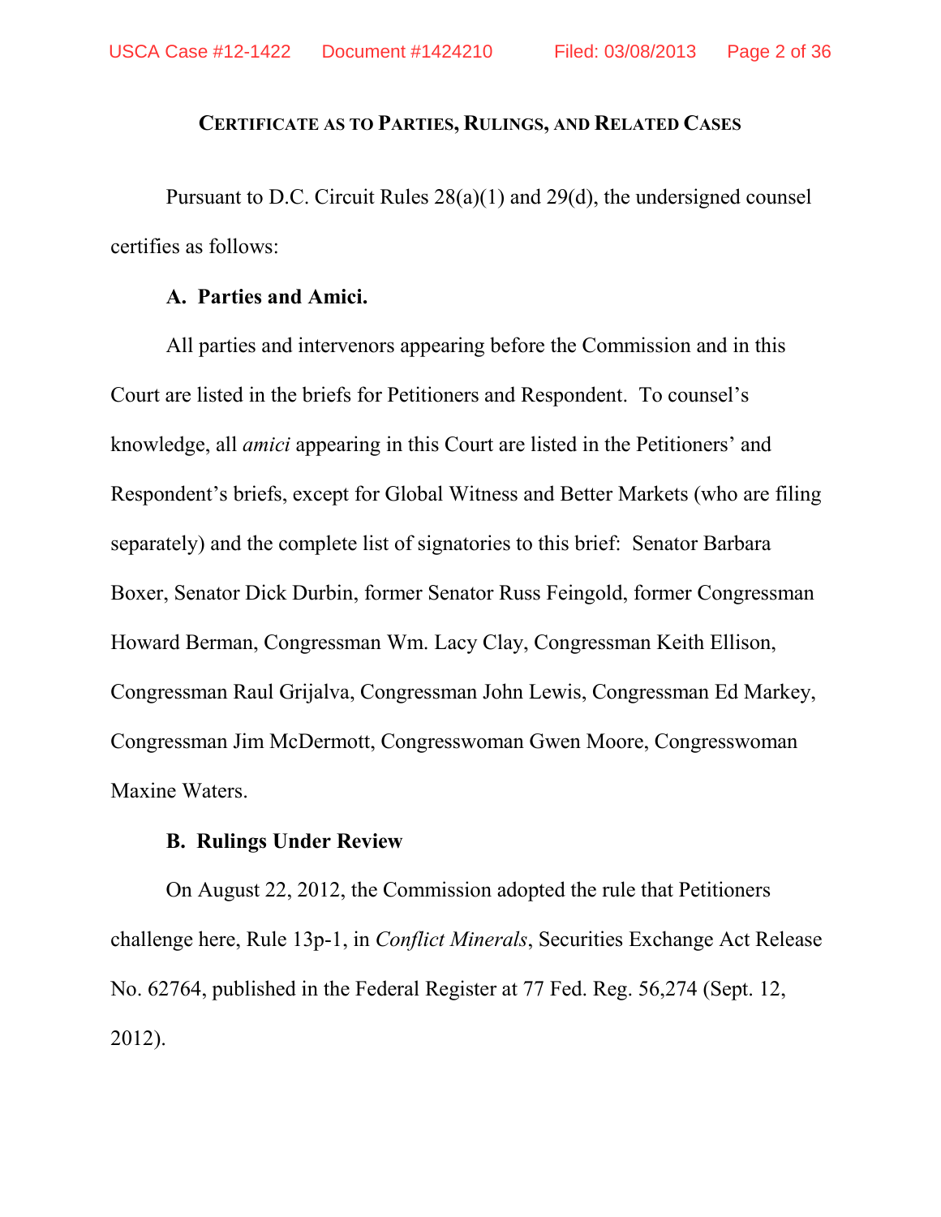## CERTIFICATE AS TO PARTIES, RULINGS, AND RELATED CASES

Pursuant to D.C. Circuit Rules 28(a)(1) and 29(d), the undersigned counsel certifies as follows:

### A. Parties and Amici.

All parties and intervenors appearing before the Commission and in this Court are listed in the briefs for Petitioners and Respondent. To counsel's knowledge, all *amici* appearing in this Court are listed in the Petitioners' and Respondent's briefs, except for Global Witness and Better Markets (who are filing separately) and the complete list of signatories to this brief: Senator Barbara Boxer, Senator Dick Durbin, former Senator Russ Feingold, former Congressman Howard Berman, Congressman Wm. Lacy Clay, Congressman Keith Ellison, Congressman Raul Grijalva, Congressman John Lewis, Congressman Ed Markey, Congressman Jim McDermott, Congresswoman Gwen Moore, Congresswoman Maxine Waters.

### B. Rulings Under Review

On August 22, 2012, the Commission adopted the rule that Petitioners challenge here, Rule 13p-1, in *Conflict Minerals*, Securities Exchange Act Release No. 62764, published in the Federal Register at 77 Fed. Reg. 56,274 (Sept. 12, 2012).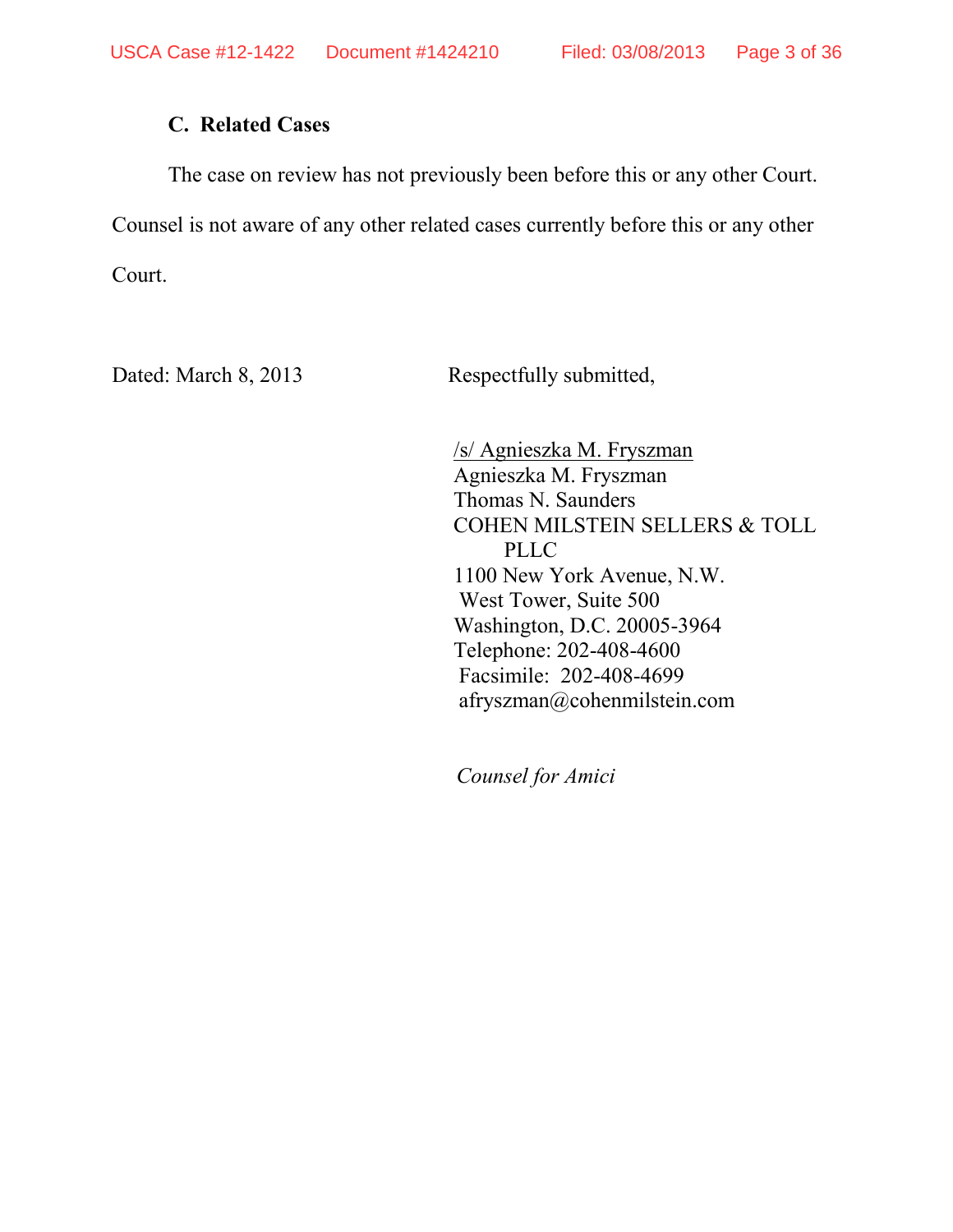### C. Related Cases

The case on review has not previously been before this or any other Court. Counsel is not aware of any other related cases currently before this or any other Court.

Dated: March 8, 2013

Respectfully submitted,

/s/ Agnieszka M. Fryszman
Agnieszka M. Fryszman
Thomas N. Saunders
COHEN MILSTEIN SELLERS & TOLL PLLC
1100 New York Avenue, N.W.
West Tower, Suite 500
Washington, D.C. 20005-3964
Telephone: 202-408-4600
Facsimile: 202-408-4699
afryszman@cohenmilstein.com

*Counsel for Amici*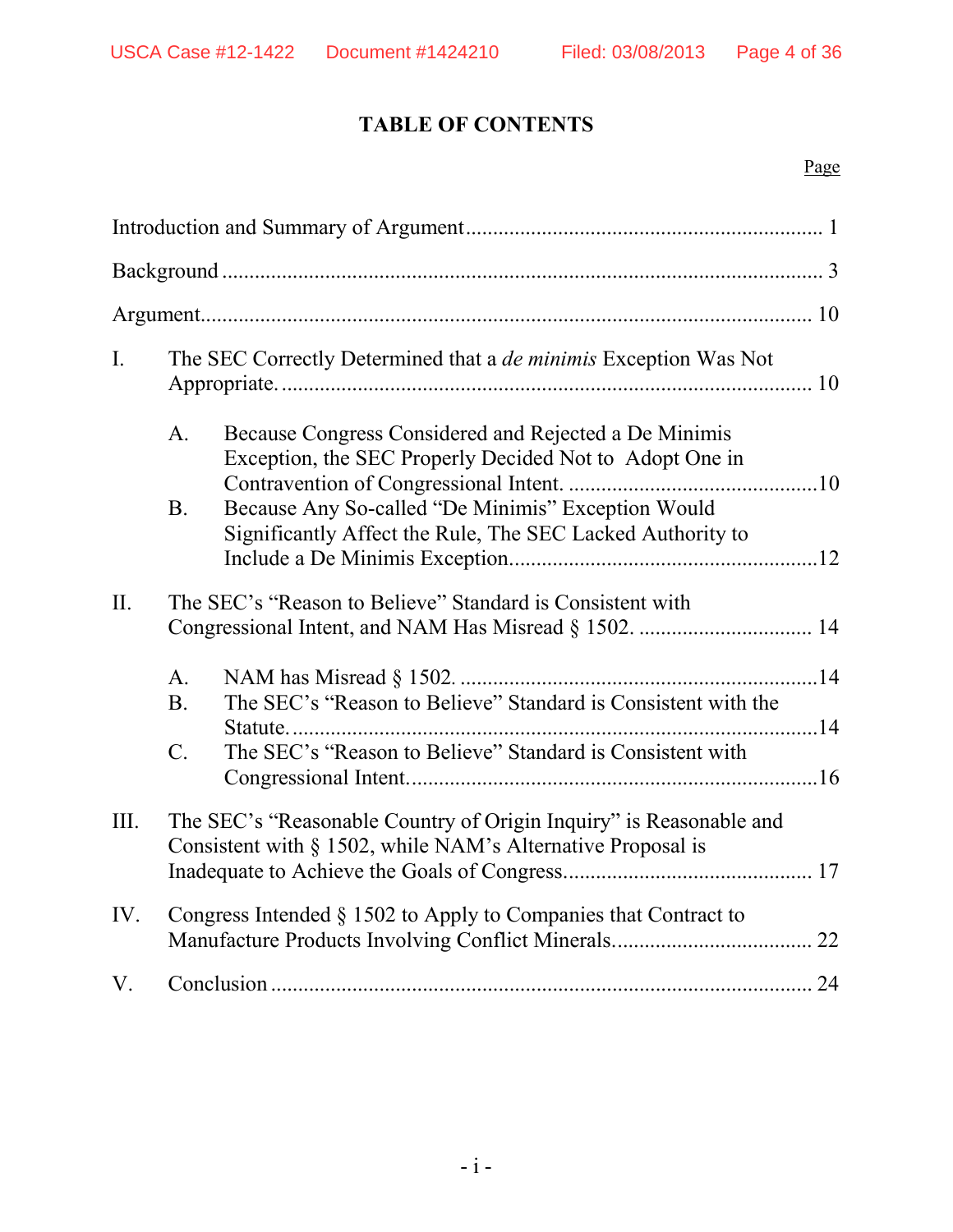# TABLE OF CONTENTS

| | Page |
|---|---|
| Introduction and Summary of Argument | 1 |
| Background | 3 |
| Argument | 10 |
| I. The SEC Correctly Determined that a *de minimis* Exception Was Not Appropriate. | 10 |
| A. Because Congress Considered and Rejected a De Minimis Exception, the SEC Properly Decided Not to Adopt One in Contravention of Congressional Intent. | 10 |
| B. Because Any So-called "De Minimis" Exception Would Significantly Affect the Rule, The SEC Lacked Authority to Include a De Minimis Exception. | 12 |
| II. The SEC's "Reason to Believe" Standard is Consistent with Congressional Intent, and NAM Has Misread § 1502. | 14 |
| A. NAM has Misread § 1502. | 14 |
| B. The SEC's "Reason to Believe" Standard is Consistent with the Statute. | 14 |
| C. The SEC's "Reason to Believe" Standard is Consistent with Congressional Intent. | 16 |
| III. The SEC's "Reasonable Country of Origin Inquiry" is Reasonable and Consistent with § 1502, while NAM's Alternative Proposal is Inadequate to Achieve the Goals of Congress. | 17 |
| IV. Congress Intended § 1502 to Apply to Companies that Contract to Manufacture Products Involving Conflict Minerals. | 22 |
| V. Conclusion | 24 |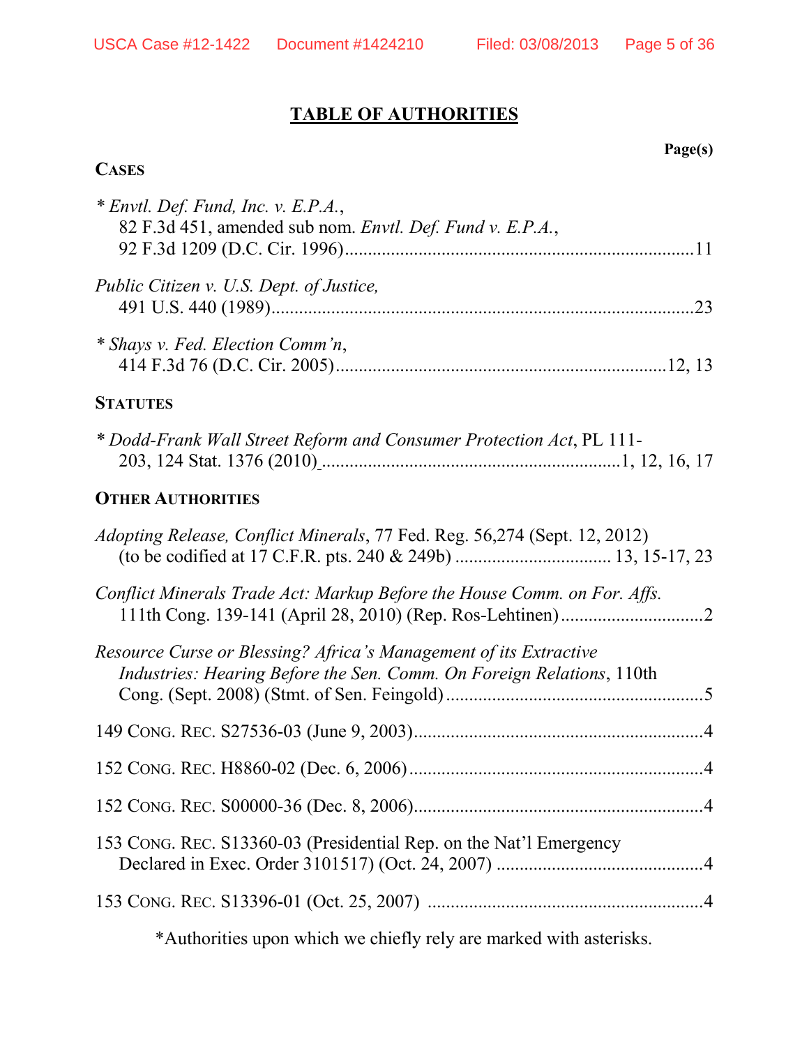# TABLE OF AUTHORITIES

**Page(s)**

**CASES**

\* *Envtl. Def. Fund, Inc. v. E.P.A.*, 82 F.3d 451, amended sub nom. *Envtl. Def. Fund v. E.P.A.*, 92 F.3d 1209 (D.C. Cir. 1996) ........ 11

*Public Citizen v. U.S. Dept. of Justice*, 491 U.S. 440 (1989) ........ 23

\* *Shays v. Fed. Election Comm'n*, 414 F.3d 76 (D.C. Cir. 2005) ........ 12, 13

**STATUTES**

\* *Dodd-Frank Wall Street Reform and Consumer Protection Act*, PL 111-203, 124 Stat. 1376 (2010) ........ 1, 12, 16, 17

**OTHER AUTHORITIES**

*Adopting Release, Conflict Minerals*, 77 Fed. Reg. 56,274 (Sept. 12, 2012) (to be codified at 17 C.F.R. pts. 240 & 249b) ........ 13, 15-17, 23

*Conflict Minerals Trade Act: Markup Before the House Comm. on For. Affs.* 111th Cong. 139-141 (April 28, 2010) (Rep. Ros-Lehtinen) ........ 2

*Resource Curse or Blessing? Africa's Management of its Extractive Industries: Hearing Before the Sen. Comm. On Foreign Relations*, 110th Cong. (Sept. 2008) (Stmt. of Sen. Feingold) ........ 5

149 CONG. REC. S27536-03 (June 9, 2003) ........ 4

152 CONG. REC. H8860-02 (Dec. 6, 2006) ........ 4

152 CONG. REC. S00000-36 (Dec. 8, 2006) ........ 4

153 CONG. REC. S13360-03 (Presidential Rep. on the Nat'l Emergency Declared in Exec. Order 3101517) (Oct. 24, 2007) ........ 4

153 CONG. REC. S13396-01 (Oct. 25, 2007) ........ 4

\*Authorities upon which we chiefly rely are marked with asterisks.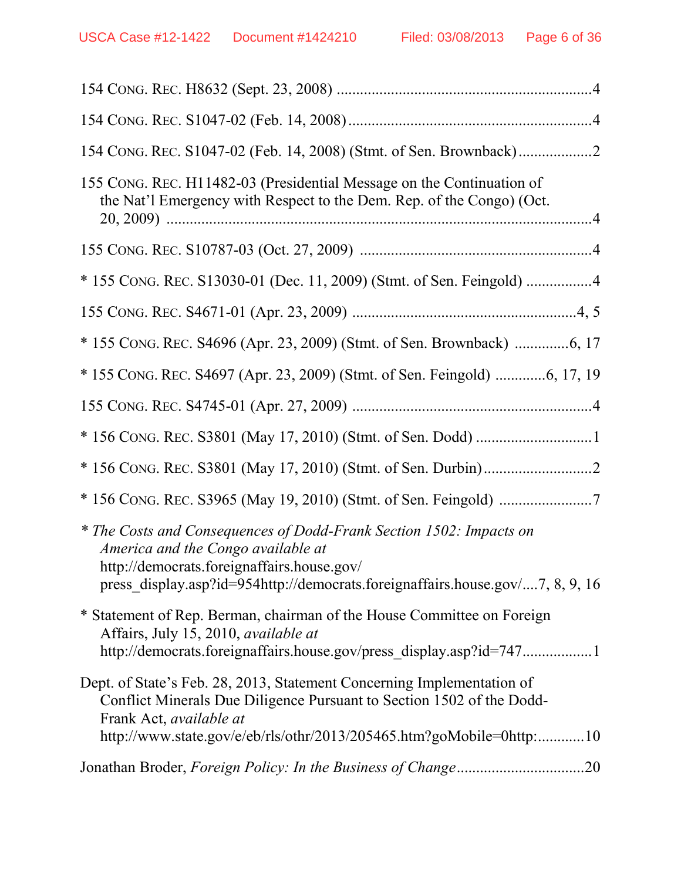154 CONG. REC. H8632 (Sept. 23, 2008) .................................................................4

154 CONG. REC. S1047-02 (Feb. 14, 2008)..............................................................4

154 CONG. REC. S1047-02 (Feb. 14, 2008) (Stmt. of Sen. Brownback)..................2

155 CONG. REC. H11482-03 (Presidential Message on the Continuation of the Nat'l Emergency with Respect to the Dem. Rep. of the Congo) (Oct. 20, 2009) ..........................................................................................................4

155 CONG. REC. S10787-03 (Oct. 27, 2009) ..........................................................4

* 155 CONG. REC. S13030-01 (Dec. 11, 2009) (Stmt. of Sen. Feingold) ................4

155 CONG. REC. S4671-01 (Apr. 23, 2009) .........................................................4, 5

* 155 CONG. REC. S4696 (Apr. 23, 2009) (Stmt. of Sen. Brownback) .............6, 17

* 155 CONG. REC. S4697 (Apr. 23, 2009) (Stmt. of Sen. Feingold) ............6, 17, 19

155 CONG. REC. S4745-01 (Apr. 27, 2009) .............................................................4

* 156 CONG. REC. S3801 (May 17, 2010) (Stmt. of Sen. Dodd) .............................1

* 156 CONG. REC. S3801 (May 17, 2010) (Stmt. of Sen. Durbin)...........................2

* 156 CONG. REC. S3965 (May 19, 2010) (Stmt. of Sen. Feingold) .......................7

* *The Costs and Consequences of Dodd-Frank Section 1502: Impacts on America and the Congo available at* http://democrats.foreignaffairs.house.gov/ press_display.asp?id=954http://democrats.foreignaffairs.house.gov/....7, 8, 9, 16

* Statement of Rep. Berman, chairman of the House Committee on Foreign Affairs, July 15, 2010, *available at* http://democrats.foreignaffairs.house.gov/press_display.asp?id=747.................1

Dept. of State's Feb. 28, 2013, Statement Concerning Implementation of Conflict Minerals Due Diligence Pursuant to Section 1502 of the Dodd-Frank Act, *available at* http://www.state.gov/e/eb/rls/othr/2013/205465.htm?goMobile=0http:............10

Jonathan Broder, *Foreign Policy: In the Business of Change*................................20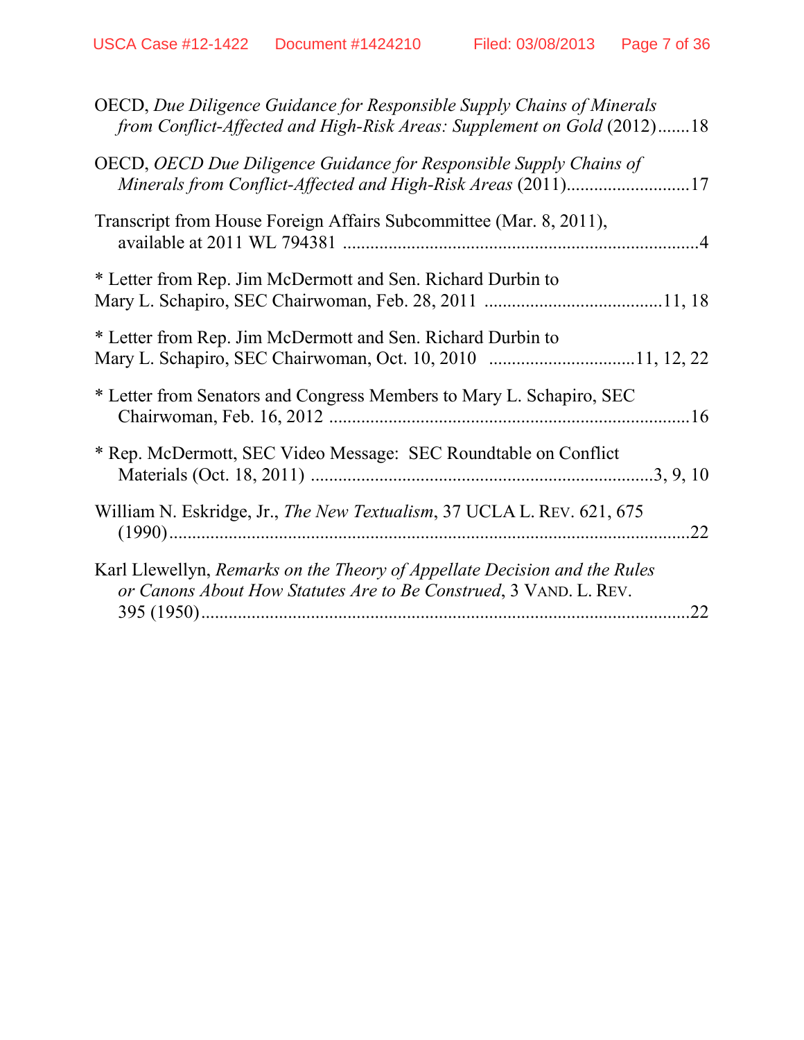OECD, *Due Diligence Guidance for Responsible Supply Chains of Minerals from Conflict-Affected and High-Risk Areas: Supplement on Gold* (2012).......18

OECD, *OECD Due Diligence Guidance for Responsible Supply Chains of Minerals from Conflict-Affected and High-Risk Areas* (2011)...........................17

Transcript from House Foreign Affairs Subcommittee (Mar. 8, 2011), available at 2011 WL 794381 .............................................................................4

* Letter from Rep. Jim McDermott and Sen. Richard Durbin to Mary L. Schapiro, SEC Chairwoman, Feb. 28, 2011 ......................................11, 18

* Letter from Rep. Jim McDermott and Sen. Richard Durbin to Mary L. Schapiro, SEC Chairwoman, Oct. 10, 2010 ...............................11, 12, 22

* Letter from Senators and Congress Members to Mary L. Schapiro, SEC Chairwoman, Feb. 16, 2012 ...............................................................................16

* Rep. McDermott, SEC Video Message: SEC Roundtable on Conflict Materials (Oct. 18, 2011) .........................................................................3, 9, 10

William N. Eskridge, Jr., *The New Textualism*, 37 UCLA L. REV. 621, 675 (1990)..........................................................................................................22

Karl Llewellyn, *Remarks on the Theory of Appellate Decision and the Rules or Canons About How Statutes Are to Be Construed*, 3 VAND. L. REV. 395 (1950)..........................................................................................................22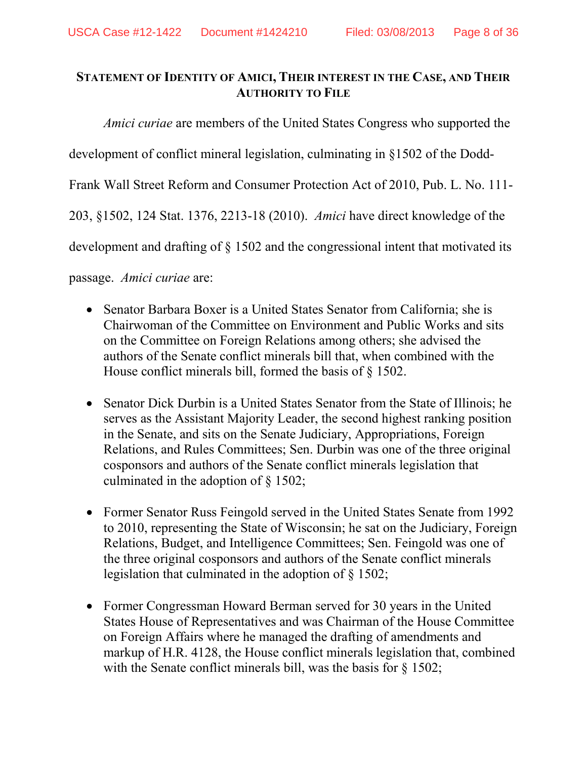## STATEMENT OF IDENTITY OF AMICI, THEIR INTEREST IN THE CASE, AND THEIR AUTHORITY TO FILE

*Amici curiae* are members of the United States Congress who supported the development of conflict mineral legislation, culminating in §1502 of the Dodd-Frank Wall Street Reform and Consumer Protection Act of 2010, Pub. L. No. 111-203, §1502, 124 Stat. 1376, 2213-18 (2010). *Amici* have direct knowledge of the development and drafting of § 1502 and the congressional intent that motivated its passage. *Amici curiae* are:

- Senator Barbara Boxer is a United States Senator from California; she is Chairwoman of the Committee on Environment and Public Works and sits on the Committee on Foreign Relations among others; she advised the authors of the Senate conflict minerals bill that, when combined with the House conflict minerals bill, formed the basis of § 1502.

- Senator Dick Durbin is a United States Senator from the State of Illinois; he serves as the Assistant Majority Leader, the second highest ranking position in the Senate, and sits on the Senate Judiciary, Appropriations, Foreign Relations, and Rules Committees; Sen. Durbin was one of the three original cosponsors and authors of the Senate conflict minerals legislation that culminated in the adoption of § 1502;

- Former Senator Russ Feingold served in the United States Senate from 1992 to 2010, representing the State of Wisconsin; he sat on the Judiciary, Foreign Relations, Budget, and Intelligence Committees; Sen. Feingold was one of the three original cosponsors and authors of the Senate conflict minerals legislation that culminated in the adoption of § 1502;

- Former Congressman Howard Berman served for 30 years in the United States House of Representatives and was Chairman of the House Committee on Foreign Affairs where he managed the drafting of amendments and markup of H.R. 4128, the House conflict minerals legislation that, combined with the Senate conflict minerals bill, was the basis for § 1502;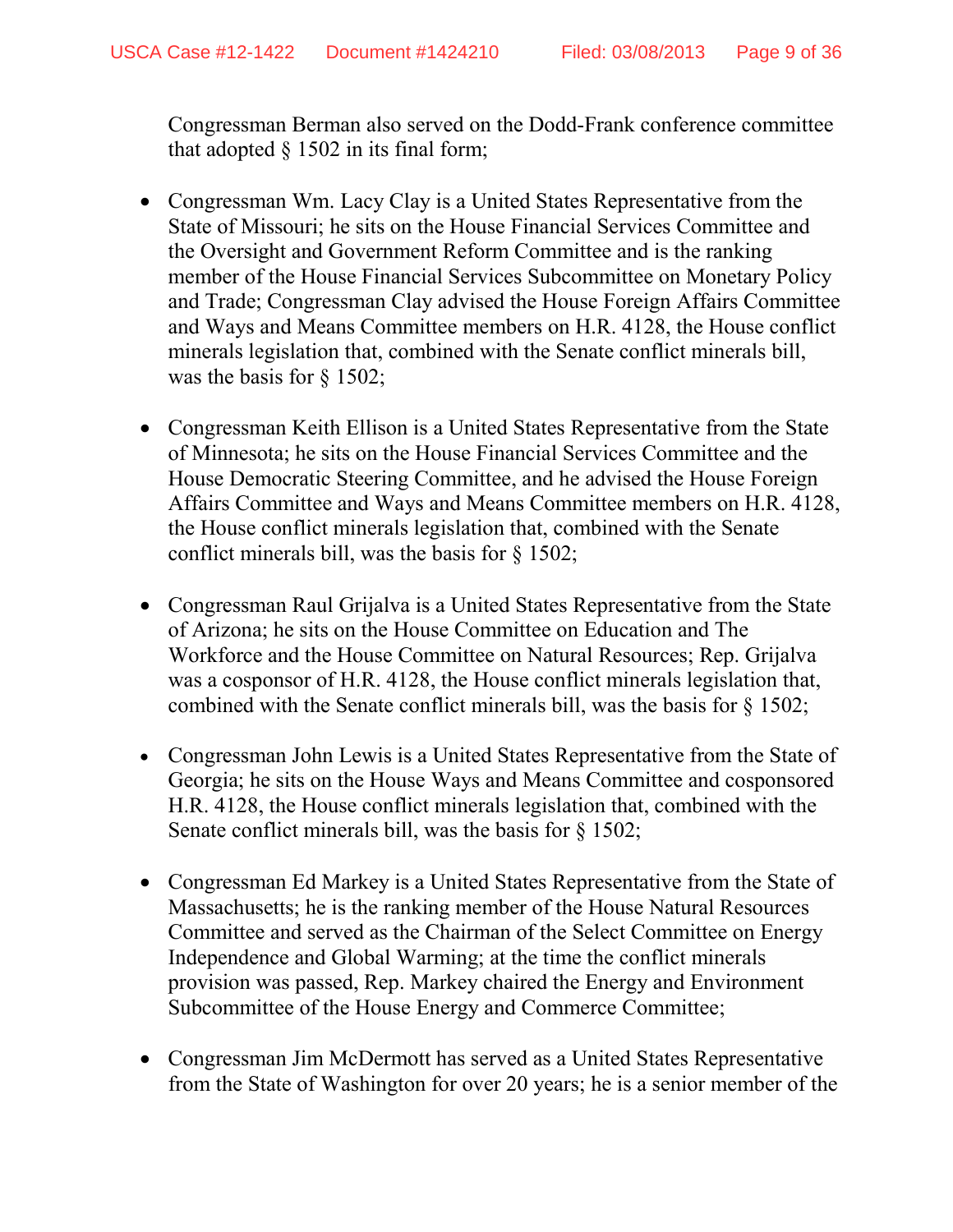Congressman Berman also served on the Dodd-Frank conference committee that adopted § 1502 in its final form;

- Congressman Wm. Lacy Clay is a United States Representative from the State of Missouri; he sits on the House Financial Services Committee and the Oversight and Government Reform Committee and is the ranking member of the House Financial Services Subcommittee on Monetary Policy and Trade; Congressman Clay advised the House Foreign Affairs Committee and Ways and Means Committee members on H.R. 4128, the House conflict minerals legislation that, combined with the Senate conflict minerals bill, was the basis for § 1502;

- Congressman Keith Ellison is a United States Representative from the State of Minnesota; he sits on the House Financial Services Committee and the House Democratic Steering Committee, and he advised the House Foreign Affairs Committee and Ways and Means Committee members on H.R. 4128, the House conflict minerals legislation that, combined with the Senate conflict minerals bill, was the basis for § 1502;

- Congressman Raul Grijalva is a United States Representative from the State of Arizona; he sits on the House Committee on Education and The Workforce and the House Committee on Natural Resources; Rep. Grijalva was a cosponsor of H.R. 4128, the House conflict minerals legislation that, combined with the Senate conflict minerals bill, was the basis for § 1502;

- Congressman John Lewis is a United States Representative from the State of Georgia; he sits on the House Ways and Means Committee and cosponsored H.R. 4128, the House conflict minerals legislation that, combined with the Senate conflict minerals bill, was the basis for § 1502;

- Congressman Ed Markey is a United States Representative from the State of Massachusetts; he is the ranking member of the House Natural Resources Committee and served as the Chairman of the Select Committee on Energy Independence and Global Warming; at the time the conflict minerals provision was passed, Rep. Markey chaired the Energy and Environment Subcommittee of the House Energy and Commerce Committee;

- Congressman Jim McDermott has served as a United States Representative from the State of Washington for over 20 years; he is a senior member of the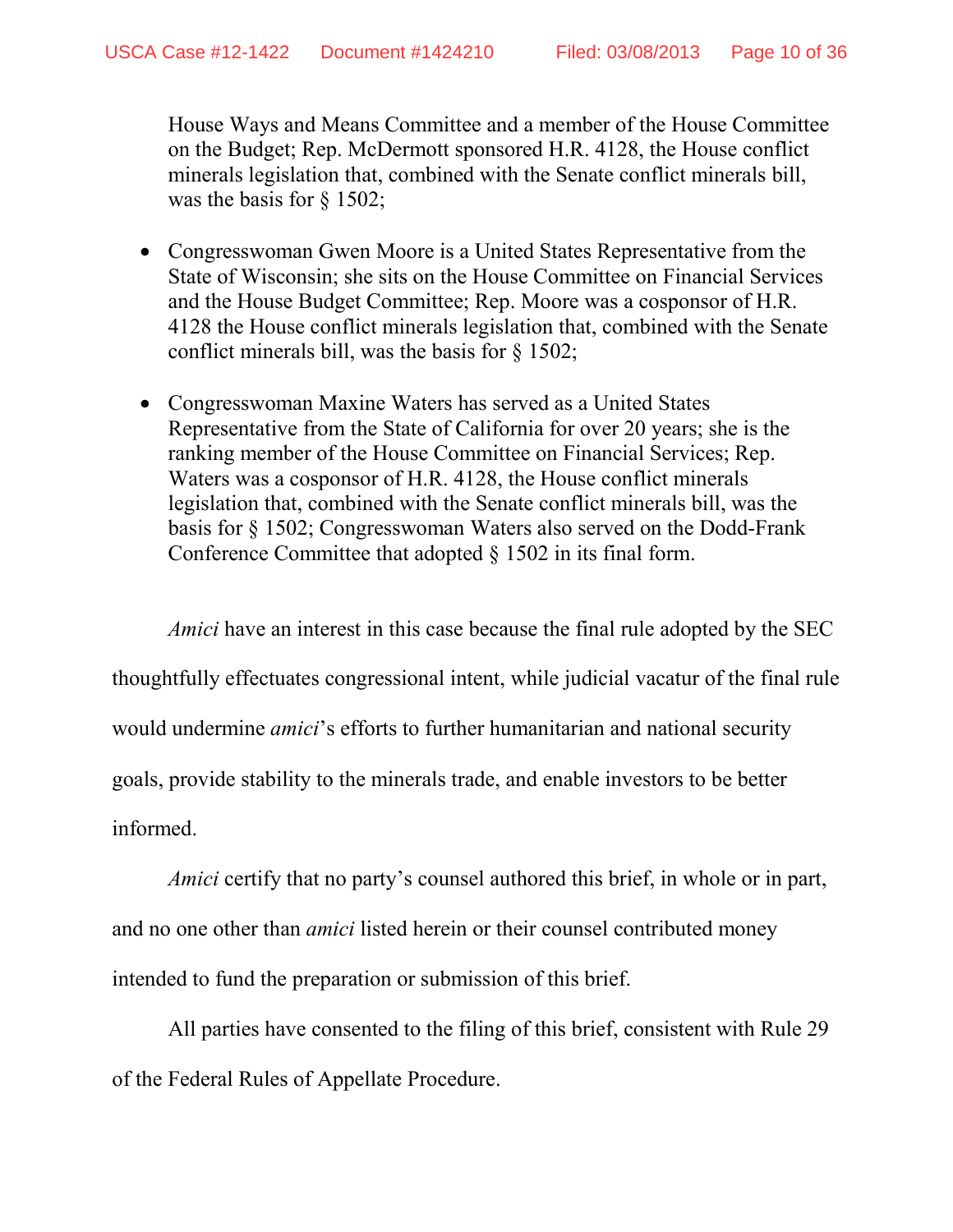House Ways and Means Committee and a member of the House Committee on the Budget; Rep. McDermott sponsored H.R. 4128, the House conflict minerals legislation that, combined with the Senate conflict minerals bill, was the basis for § 1502;

- Congresswoman Gwen Moore is a United States Representative from the State of Wisconsin; she sits on the House Committee on Financial Services and the House Budget Committee; Rep. Moore was a cosponsor of H.R. 4128 the House conflict minerals legislation that, combined with the Senate conflict minerals bill, was the basis for § 1502;

- Congresswoman Maxine Waters has served as a United States Representative from the State of California for over 20 years; she is the ranking member of the House Committee on Financial Services; Rep. Waters was a cosponsor of H.R. 4128, the House conflict minerals legislation that, combined with the Senate conflict minerals bill, was the basis for § 1502; Congresswoman Waters also served on the Dodd-Frank Conference Committee that adopted § 1502 in its final form.

*Amici* have an interest in this case because the final rule adopted by the SEC thoughtfully effectuates congressional intent, while judicial vacatur of the final rule would undermine *amici*'s efforts to further humanitarian and national security goals, provide stability to the minerals trade, and enable investors to be better informed.

*Amici* certify that no party's counsel authored this brief, in whole or in part, and no one other than *amici* listed herein or their counsel contributed money intended to fund the preparation or submission of this brief.

All parties have consented to the filing of this brief, consistent with Rule 29 of the Federal Rules of Appellate Procedure.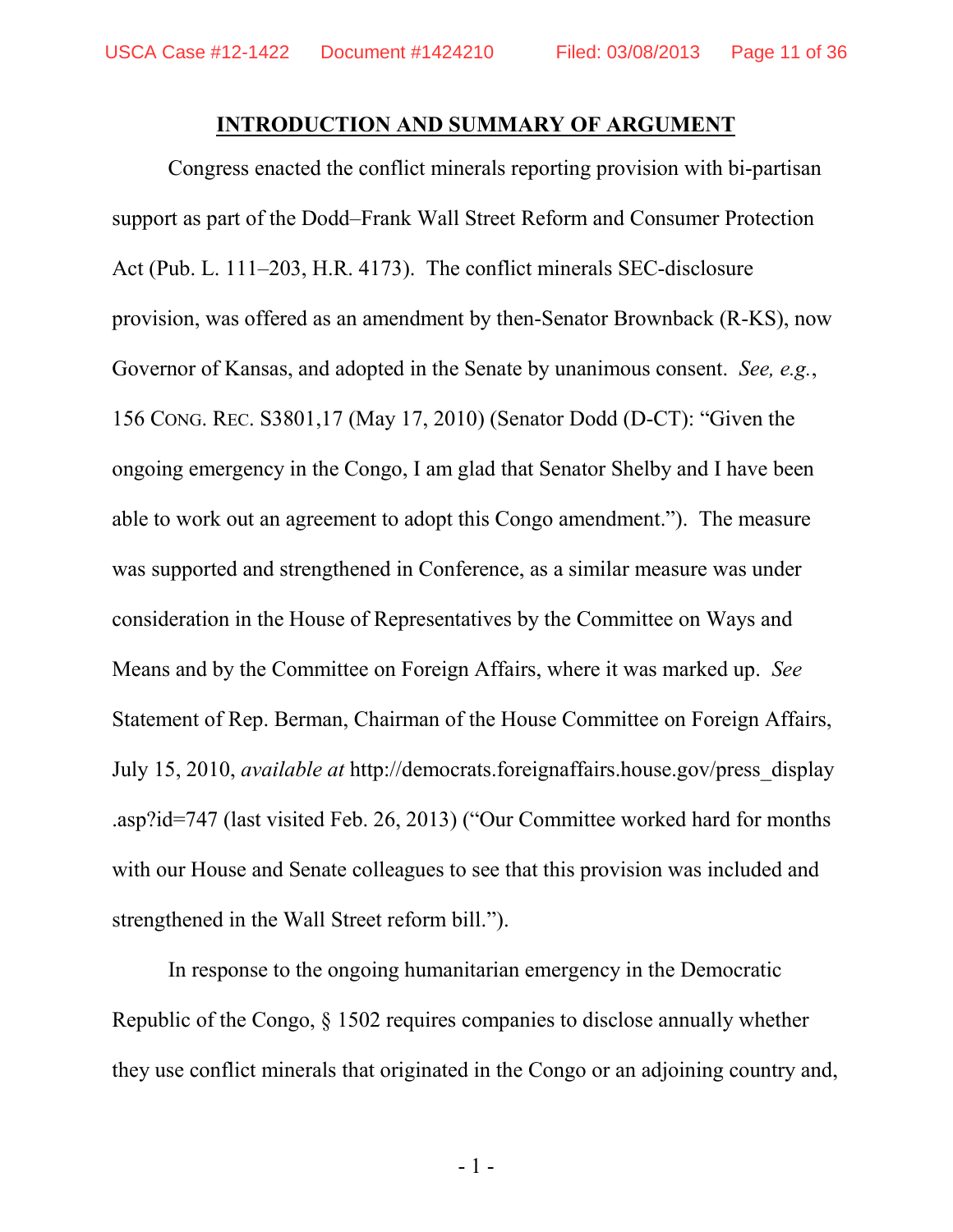## INTRODUCTION AND SUMMARY OF ARGUMENT

Congress enacted the conflict minerals reporting provision with bi-partisan support as part of the Dodd–Frank Wall Street Reform and Consumer Protection Act (Pub. L. 111–203, H.R. 4173). The conflict minerals SEC-disclosure provision, was offered as an amendment by then-Senator Brownback (R-KS), now Governor of Kansas, and adopted in the Senate by unanimous consent. *See, e.g.*, 156 CONG. REC. S3801,17 (May 17, 2010) (Senator Dodd (D-CT): "Given the ongoing emergency in the Congo, I am glad that Senator Shelby and I have been able to work out an agreement to adopt this Congo amendment."). The measure was supported and strengthened in Conference, as a similar measure was under consideration in the House of Representatives by the Committee on Ways and Means and by the Committee on Foreign Affairs, where it was marked up. *See* Statement of Rep. Berman, Chairman of the House Committee on Foreign Affairs, July 15, 2010, *available at* http://democrats.foreignaffairs.house.gov/press_display.asp?id=747 (last visited Feb. 26, 2013) ("Our Committee worked hard for months with our House and Senate colleagues to see that this provision was included and strengthened in the Wall Street reform bill.").

In response to the ongoing humanitarian emergency in the Democratic Republic of the Congo, § 1502 requires companies to disclose annually whether they use conflict minerals that originated in the Congo or an adjoining country and,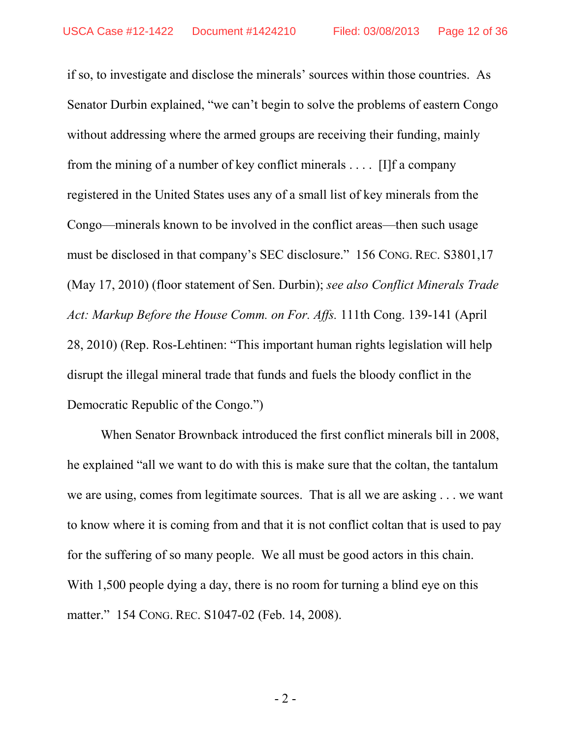if so, to investigate and disclose the minerals' sources within those countries. As Senator Durbin explained, "we can't begin to solve the problems of eastern Congo without addressing where the armed groups are receiving their funding, mainly from the mining of a number of key conflict minerals . . . . [I]f a company registered in the United States uses any of a small list of key minerals from the Congo—minerals known to be involved in the conflict areas—then such usage must be disclosed in that company's SEC disclosure." 156 CONG. REC. S3801,17 (May 17, 2010) (floor statement of Sen. Durbin); *see also Conflict Minerals Trade Act: Markup Before the House Comm. on For. Affs.* 111th Cong. 139-141 (April 28, 2010) (Rep. Ros-Lehtinen: "This important human rights legislation will help disrupt the illegal mineral trade that funds and fuels the bloody conflict in the Democratic Republic of the Congo.")

When Senator Brownback introduced the first conflict minerals bill in 2008, he explained "all we want to do with this is make sure that the coltan, the tantalum we are using, comes from legitimate sources. That is all we are asking . . . we want to know where it is coming from and that it is not conflict coltan that is used to pay for the suffering of so many people. We all must be good actors in this chain. With 1,500 people dying a day, there is no room for turning a blind eye on this matter." 154 CONG. REC. S1047-02 (Feb. 14, 2008).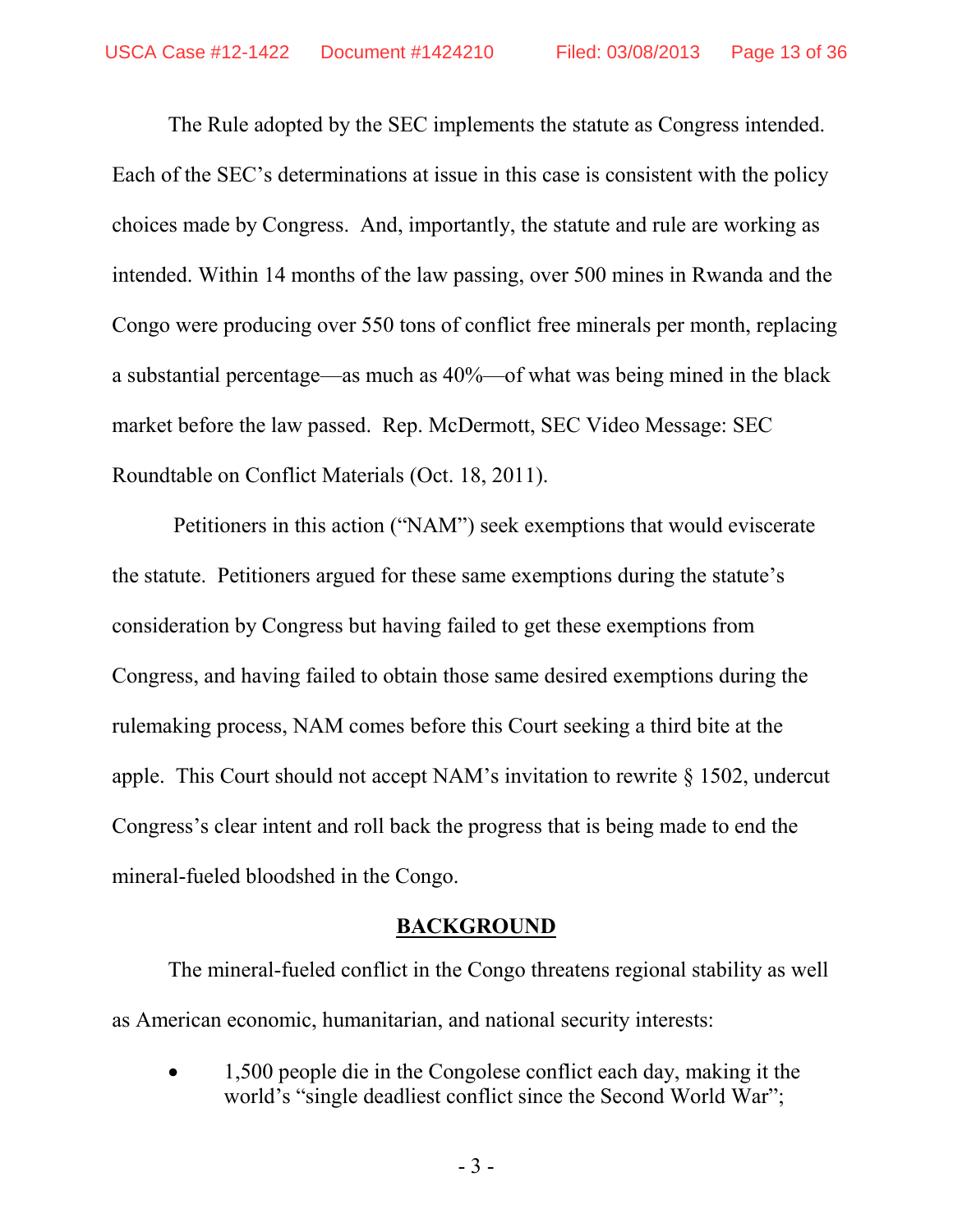The Rule adopted by the SEC implements the statute as Congress intended. Each of the SEC's determinations at issue in this case is consistent with the policy choices made by Congress. And, importantly, the statute and rule are working as intended. Within 14 months of the law passing, over 500 mines in Rwanda and the Congo were producing over 550 tons of conflict free minerals per month, replacing a substantial percentage—as much as 40%—of what was being mined in the black market before the law passed. Rep. McDermott, SEC Video Message: SEC Roundtable on Conflict Materials (Oct. 18, 2011).

Petitioners in this action ("NAM") seek exemptions that would eviscerate the statute. Petitioners argued for these same exemptions during the statute's consideration by Congress but having failed to get these exemptions from Congress, and having failed to obtain those same desired exemptions during the rulemaking process, NAM comes before this Court seeking a third bite at the apple. This Court should not accept NAM's invitation to rewrite § 1502, undercut Congress's clear intent and roll back the progress that is being made to end the mineral-fueled bloodshed in the Congo.

## BACKGROUND

The mineral-fueled conflict in the Congo threatens regional stability as well as American economic, humanitarian, and national security interests:

- 1,500 people die in the Congolese conflict each day, making it the world's "single deadliest conflict since the Second World War";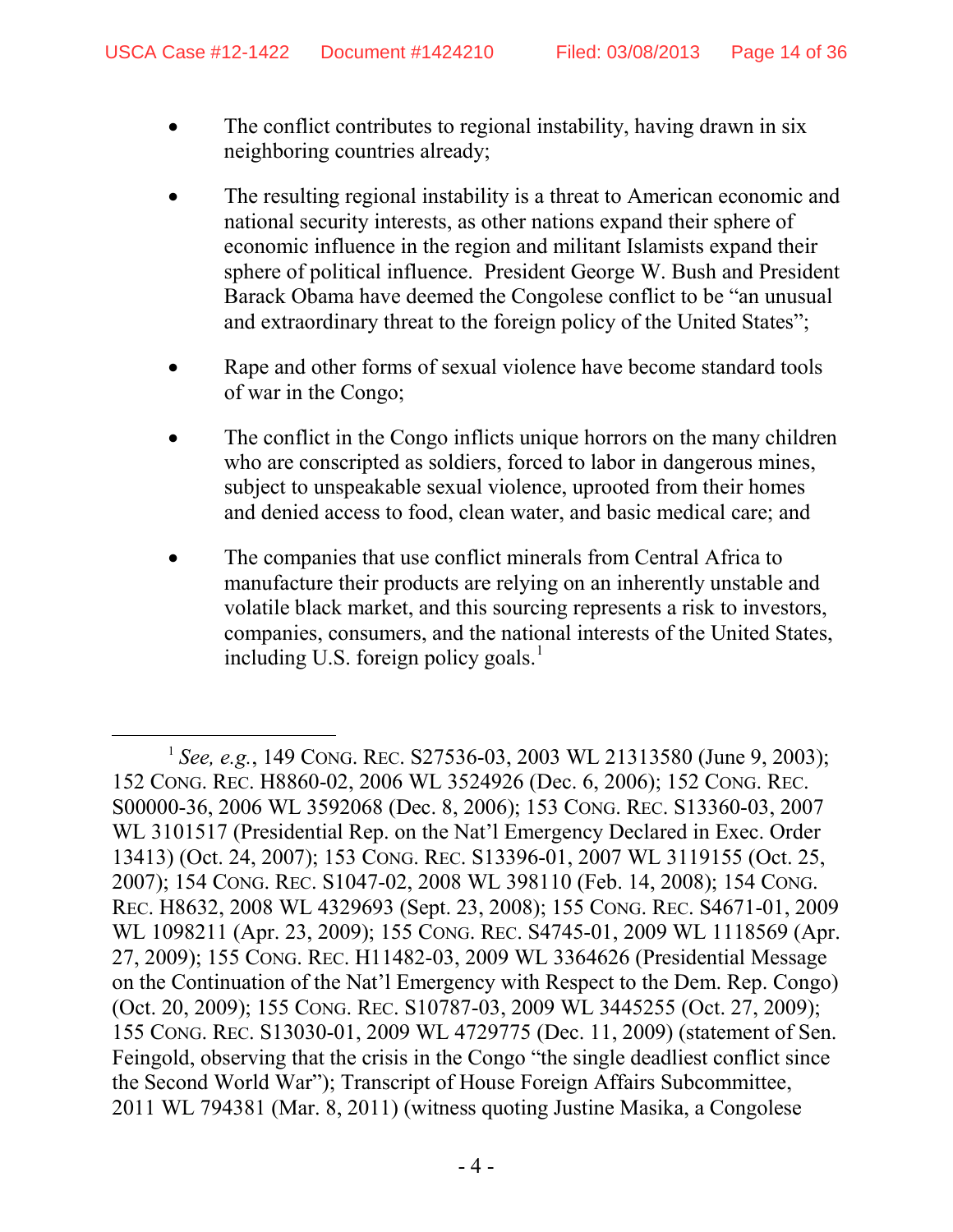- The conflict contributes to regional instability, having drawn in six neighboring countries already;

- The resulting regional instability is a threat to American economic and national security interests, as other nations expand their sphere of economic influence in the region and militant Islamists expand their sphere of political influence. President George W. Bush and President Barack Obama have deemed the Congolese conflict to be "an unusual and extraordinary threat to the foreign policy of the United States";

- Rape and other forms of sexual violence have become standard tools of war in the Congo;

- The conflict in the Congo inflicts unique horrors on the many children who are conscripted as soldiers, forced to labor in dangerous mines, subject to unspeakable sexual violence, uprooted from their homes and denied access to food, clean water, and basic medical care; and

- The companies that use conflict minerals from Central Africa to manufacture their products are relying on an inherently unstable and volatile black market, and this sourcing represents a risk to investors, companies, consumers, and the national interests of the United States, including U.S. foreign policy goals.[1]

---

[1] *See, e.g.*, 149 CONG. REC. S27536-03, 2003 WL 21313580 (June 9, 2003); 152 CONG. REC. H8860-02, 2006 WL 3524926 (Dec. 6, 2006); 152 CONG. REC. S00000-36, 2006 WL 3592068 (Dec. 8, 2006); 153 CONG. REC. S13360-03, 2007 WL 3101517 (Presidential Rep. on the Nat'l Emergency Declared in Exec. Order 13413) (Oct. 24, 2007); 153 CONG. REC. S13396-01, 2007 WL 3119155 (Oct. 25, 2007); 154 CONG. REC. S1047-02, 2008 WL 398110 (Feb. 14, 2008); 154 CONG. REC. H8632, 2008 WL 4329693 (Sept. 23, 2008); 155 CONG. REC. S4671-01, 2009 WL 1098211 (Apr. 23, 2009); 155 CONG. REC. S4745-01, 2009 WL 1118569 (Apr. 27, 2009); 155 CONG. REC. H11482-03, 2009 WL 3364626 (Presidential Message on the Continuation of the Nat'l Emergency with Respect to the Dem. Rep. Congo) (Oct. 20, 2009); 155 CONG. REC. S10787-03, 2009 WL 3445255 (Oct. 27, 2009); 155 CONG. REC. S13030-01, 2009 WL 4729775 (Dec. 11, 2009) (statement of Sen. Feingold, observing that the crisis in the Congo "the single deadliest conflict since the Second World War"); Transcript of House Foreign Affairs Subcommittee, 2011 WL 794381 (Mar. 8, 2011) (witness quoting Justine Masika, a Congolese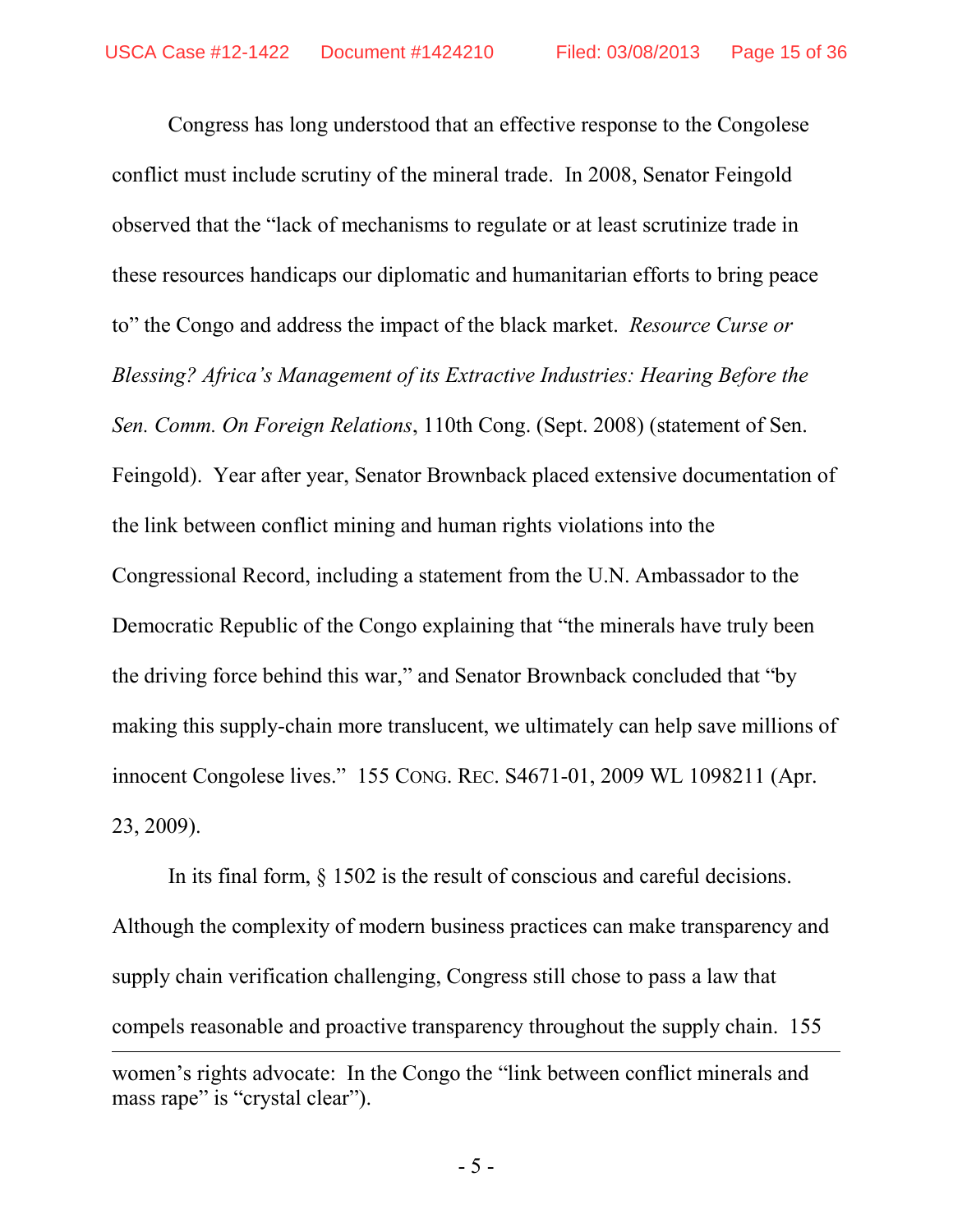Congress has long understood that an effective response to the Congolese conflict must include scrutiny of the mineral trade. In 2008, Senator Feingold observed that the "lack of mechanisms to regulate or at least scrutinize trade in these resources handicaps our diplomatic and humanitarian efforts to bring peace to" the Congo and address the impact of the black market. *Resource Curse or Blessing? Africa's Management of its Extractive Industries: Hearing Before the Sen. Comm. On Foreign Relations*, 110th Cong. (Sept. 2008) (statement of Sen. Feingold). Year after year, Senator Brownback placed extensive documentation of the link between conflict mining and human rights violations into the Congressional Record, including a statement from the U.N. Ambassador to the Democratic Republic of the Congo explaining that "the minerals have truly been the driving force behind this war," and Senator Brownback concluded that "by making this supply-chain more translucent, we ultimately can help save millions of innocent Congolese lives." 155 CONG. REC. S4671-01, 2009 WL 1098211 (Apr. 23, 2009).

In its final form, § 1502 is the result of conscious and careful decisions. Although the complexity of modern business practices can make transparency and supply chain verification challenging, Congress still chose to pass a law that compels reasonable and proactive transparency throughout the supply chain. 155

---

women's rights advocate: In the Congo the "link between conflict minerals and mass rape" is "crystal clear").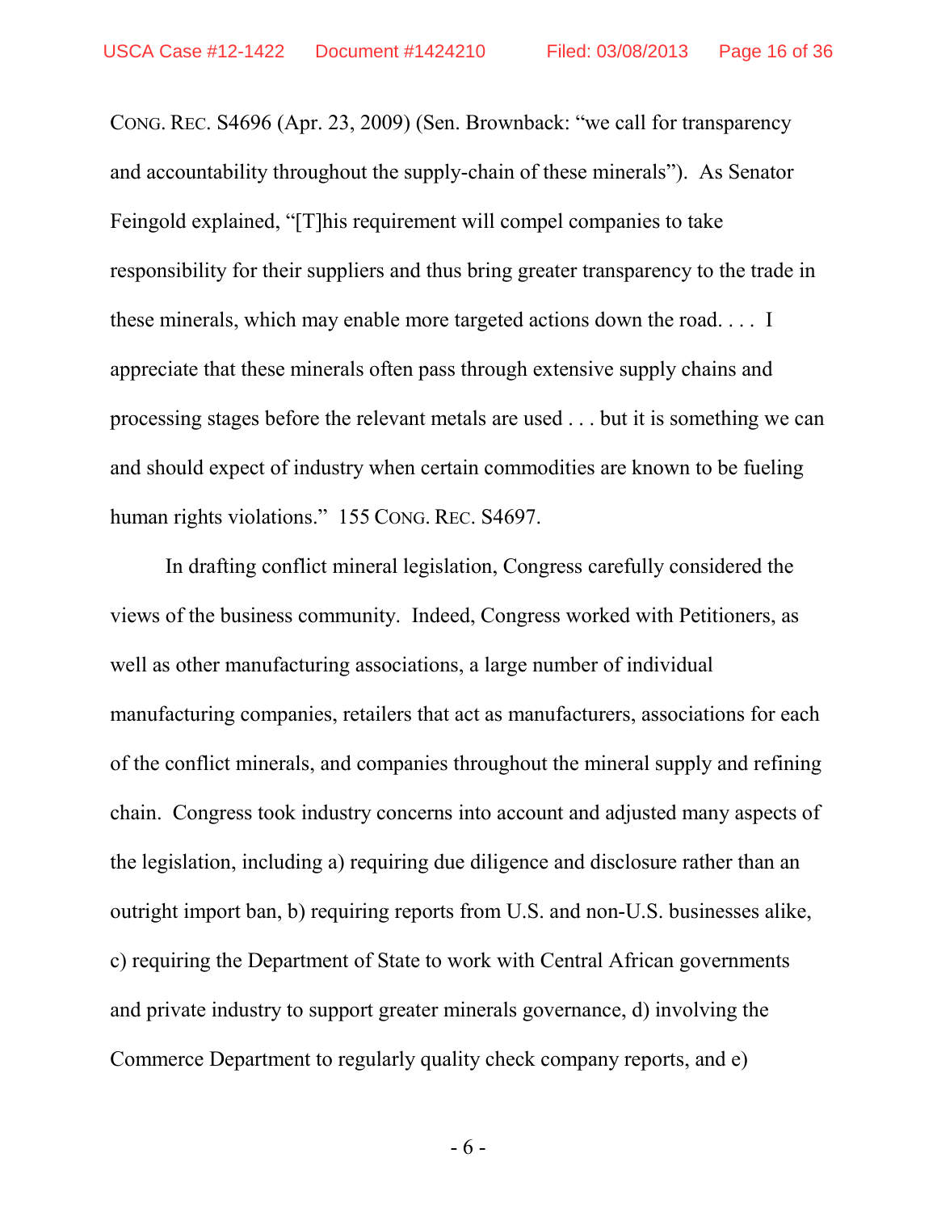CONG. REC. S4696 (Apr. 23, 2009) (Sen. Brownback: "we call for transparency and accountability throughout the supply-chain of these minerals"). As Senator Feingold explained, "[T]his requirement will compel companies to take responsibility for their suppliers and thus bring greater transparency to the trade in these minerals, which may enable more targeted actions down the road. . . . I appreciate that these minerals often pass through extensive supply chains and processing stages before the relevant metals are used . . . but it is something we can and should expect of industry when certain commodities are known to be fueling human rights violations." 155 CONG. REC. S4697.

In drafting conflict mineral legislation, Congress carefully considered the views of the business community. Indeed, Congress worked with Petitioners, as well as other manufacturing associations, a large number of individual manufacturing companies, retailers that act as manufacturers, associations for each of the conflict minerals, and companies throughout the mineral supply and refining chain. Congress took industry concerns into account and adjusted many aspects of the legislation, including a) requiring due diligence and disclosure rather than an outright import ban, b) requiring reports from U.S. and non-U.S. businesses alike, c) requiring the Department of State to work with Central African governments and private industry to support greater minerals governance, d) involving the Commerce Department to regularly quality check company reports, and e)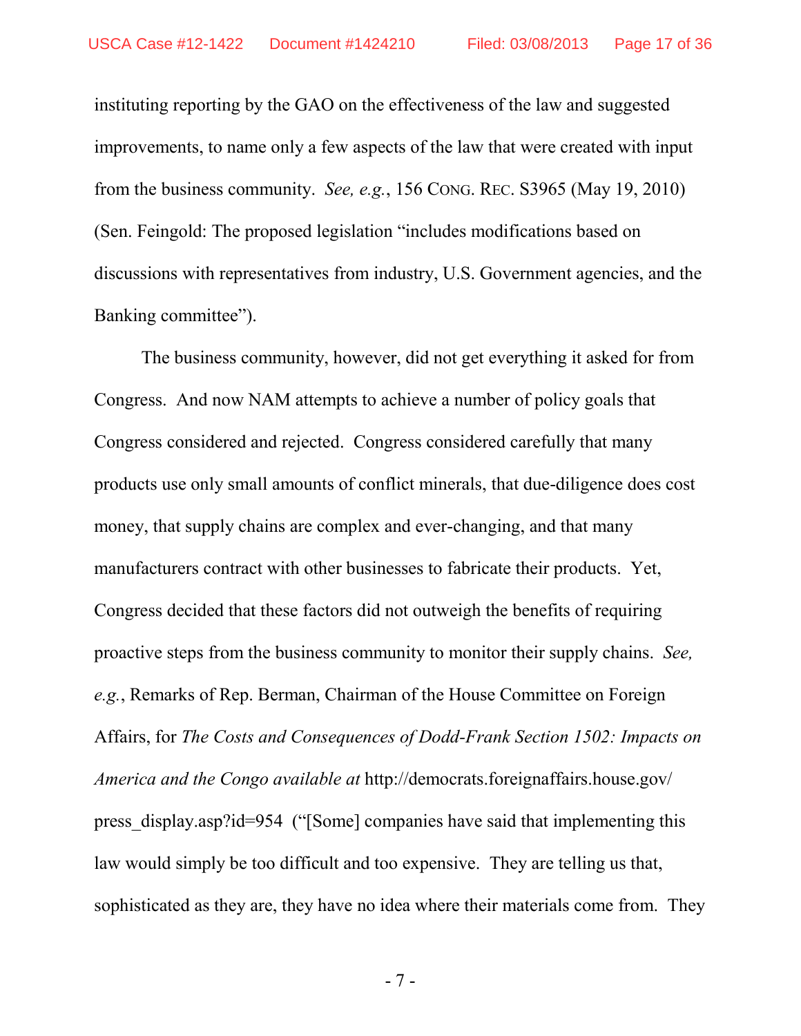instituting reporting by the GAO on the effectiveness of the law and suggested improvements, to name only a few aspects of the law that were created with input from the business community. *See, e.g.*, 156 CONG. REC. S3965 (May 19, 2010) (Sen. Feingold: The proposed legislation "includes modifications based on discussions with representatives from industry, U.S. Government agencies, and the Banking committee").

The business community, however, did not get everything it asked for from Congress. And now NAM attempts to achieve a number of policy goals that Congress considered and rejected. Congress considered carefully that many products use only small amounts of conflict minerals, that due-diligence does cost money, that supply chains are complex and ever-changing, and that many manufacturers contract with other businesses to fabricate their products. Yet, Congress decided that these factors did not outweigh the benefits of requiring proactive steps from the business community to monitor their supply chains. *See, e.g.*, Remarks of Rep. Berman, Chairman of the House Committee on Foreign Affairs, for *The Costs and Consequences of Dodd-Frank Section 1502: Impacts on America and the Congo available at* http://democrats.foreignaffairs.house.gov/press_display.asp?id=954 ("[Some] companies have said that implementing this law would simply be too difficult and too expensive. They are telling us that, sophisticated as they are, they have no idea where their materials come from. They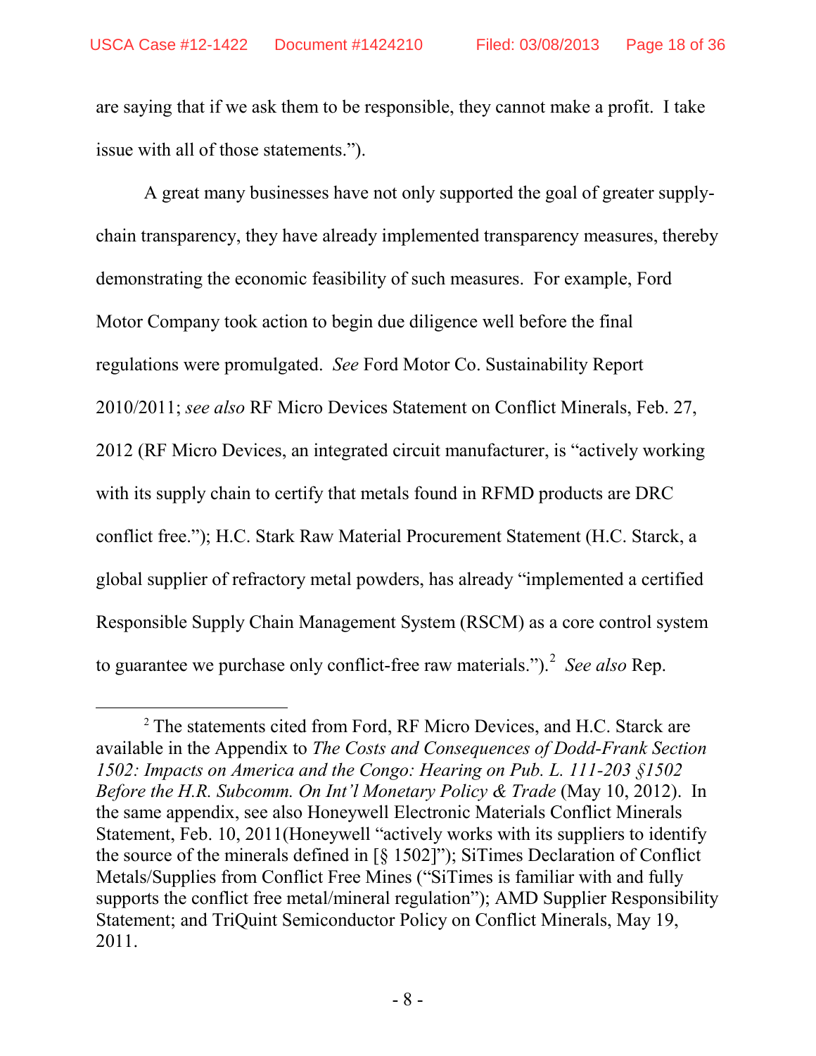are saying that if we ask them to be responsible, they cannot make a profit. I take issue with all of those statements.").

A great many businesses have not only supported the goal of greater supply-chain transparency, they have already implemented transparency measures, thereby demonstrating the economic feasibility of such measures. For example, Ford Motor Company took action to begin due diligence well before the final regulations were promulgated. *See* Ford Motor Co. Sustainability Report 2010/2011; *see also* RF Micro Devices Statement on Conflict Minerals, Feb. 27, 2012 (RF Micro Devices, an integrated circuit manufacturer, is "actively working with its supply chain to certify that metals found in RFMD products are DRC conflict free."); H.C. Stark Raw Material Procurement Statement (H.C. Starck, a global supplier of refractory metal powders, has already "implemented a certified Responsible Supply Chain Management System (RSCM) as a core control system to guarantee we purchase only conflict-free raw materials.").[2] *See also* Rep.

---

[2] The statements cited from Ford, RF Micro Devices, and H.C. Starck are available in the Appendix to *The Costs and Consequences of Dodd-Frank Section 1502: Impacts on America and the Congo: Hearing on Pub. L. 111-203 §1502 Before the H.R. Subcomm. On Int'l Monetary Policy & Trade* (May 10, 2012). In the same appendix, see also Honeywell Electronic Materials Conflict Minerals Statement, Feb. 10, 2011(Honeywell "actively works with its suppliers to identify the source of the minerals defined in [§ 1502]"); SiTimes Declaration of Conflict Metals/Supplies from Conflict Free Mines ("SiTimes is familiar with and fully supports the conflict free metal/mineral regulation"); AMD Supplier Responsibility Statement; and TriQuint Semiconductor Policy on Conflict Minerals, May 19, 2011.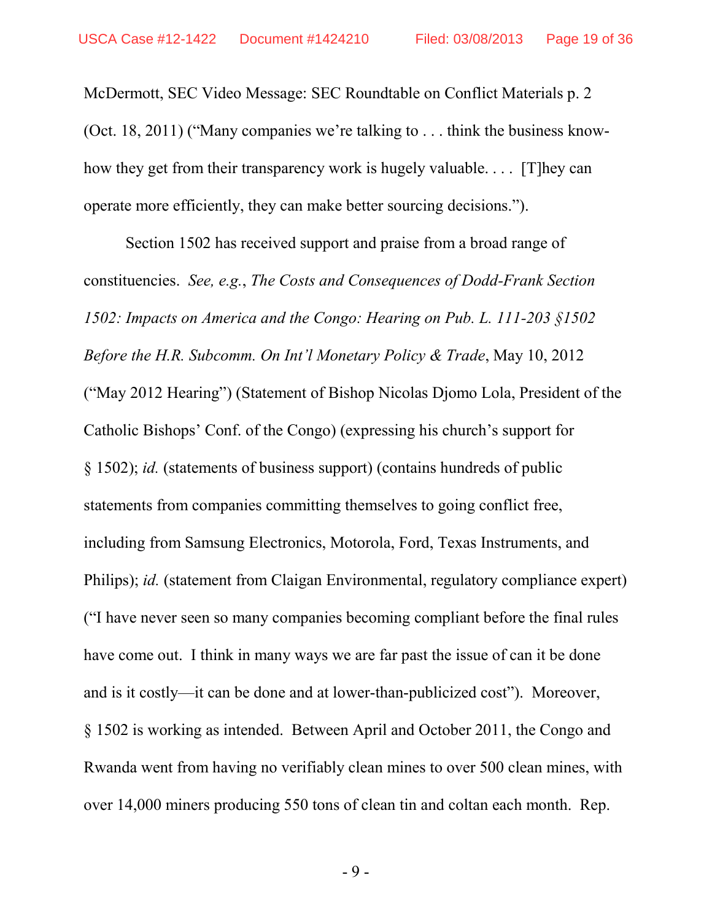McDermott, SEC Video Message: SEC Roundtable on Conflict Materials p. 2 (Oct. 18, 2011) ("Many companies we're talking to . . . think the business know-how they get from their transparency work is hugely valuable. . . . [T]hey can operate more efficiently, they can make better sourcing decisions.").

Section 1502 has received support and praise from a broad range of constituencies. *See, e.g.*, *The Costs and Consequences of Dodd-Frank Section 1502: Impacts on America and the Congo: Hearing on Pub. L. 111-203 §1502 Before the H.R. Subcomm. On Int'l Monetary Policy & Trade*, May 10, 2012 ("May 2012 Hearing") (Statement of Bishop Nicolas Djomo Lola, President of the Catholic Bishops' Conf. of the Congo) (expressing his church's support for § 1502); *id.* (statements of business support) (contains hundreds of public statements from companies committing themselves to going conflict free, including from Samsung Electronics, Motorola, Ford, Texas Instruments, and Philips); *id.* (statement from Claigan Environmental, regulatory compliance expert) ("I have never seen so many companies becoming compliant before the final rules have come out. I think in many ways we are far past the issue of can it be done and is it costly—it can be done and at lower-than-publicized cost"). Moreover, § 1502 is working as intended. Between April and October 2011, the Congo and Rwanda went from having no verifiably clean mines to over 500 clean mines, with over 14,000 miners producing 550 tons of clean tin and coltan each month. Rep.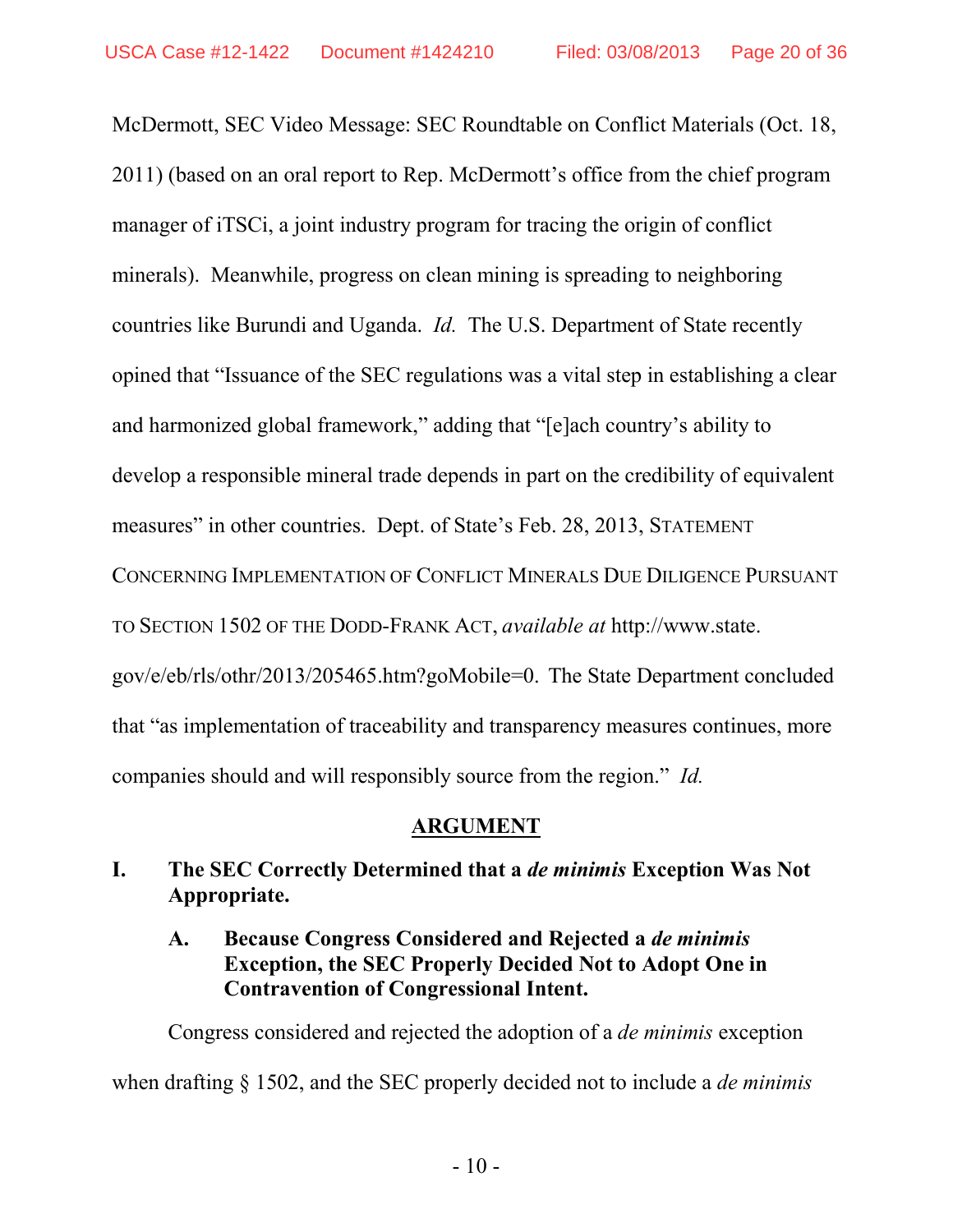McDermott, SEC Video Message: SEC Roundtable on Conflict Materials (Oct. 18, 2011) (based on an oral report to Rep. McDermott's office from the chief program manager of iTSCi, a joint industry program for tracing the origin of conflict minerals). Meanwhile, progress on clean mining is spreading to neighboring countries like Burundi and Uganda. *Id.* The U.S. Department of State recently opined that "Issuance of the SEC regulations was a vital step in establishing a clear and harmonized global framework," adding that "[e]ach country's ability to develop a responsible mineral trade depends in part on the credibility of equivalent measures" in other countries. Dept. of State's Feb. 28, 2013, STATEMENT CONCERNING IMPLEMENTATION OF CONFLICT MINERALS DUE DILIGENCE PURSUANT TO SECTION 1502 OF THE DODD-FRANK ACT, *available at* http://www.state.gov/e/eb/rls/othr/2013/205465.htm?goMobile=0. The State Department concluded that "as implementation of traceability and transparency measures continues, more companies should and will responsibly source from the region." *Id.*

## ARGUMENT

### I. The SEC Correctly Determined that a *de minimis* Exception Was Not Appropriate.

#### A. Because Congress Considered and Rejected a *de minimis* Exception, the SEC Properly Decided Not to Adopt One in Contravention of Congressional Intent.

Congress considered and rejected the adoption of a *de minimis* exception when drafting § 1502, and the SEC properly decided not to include a *de minimis*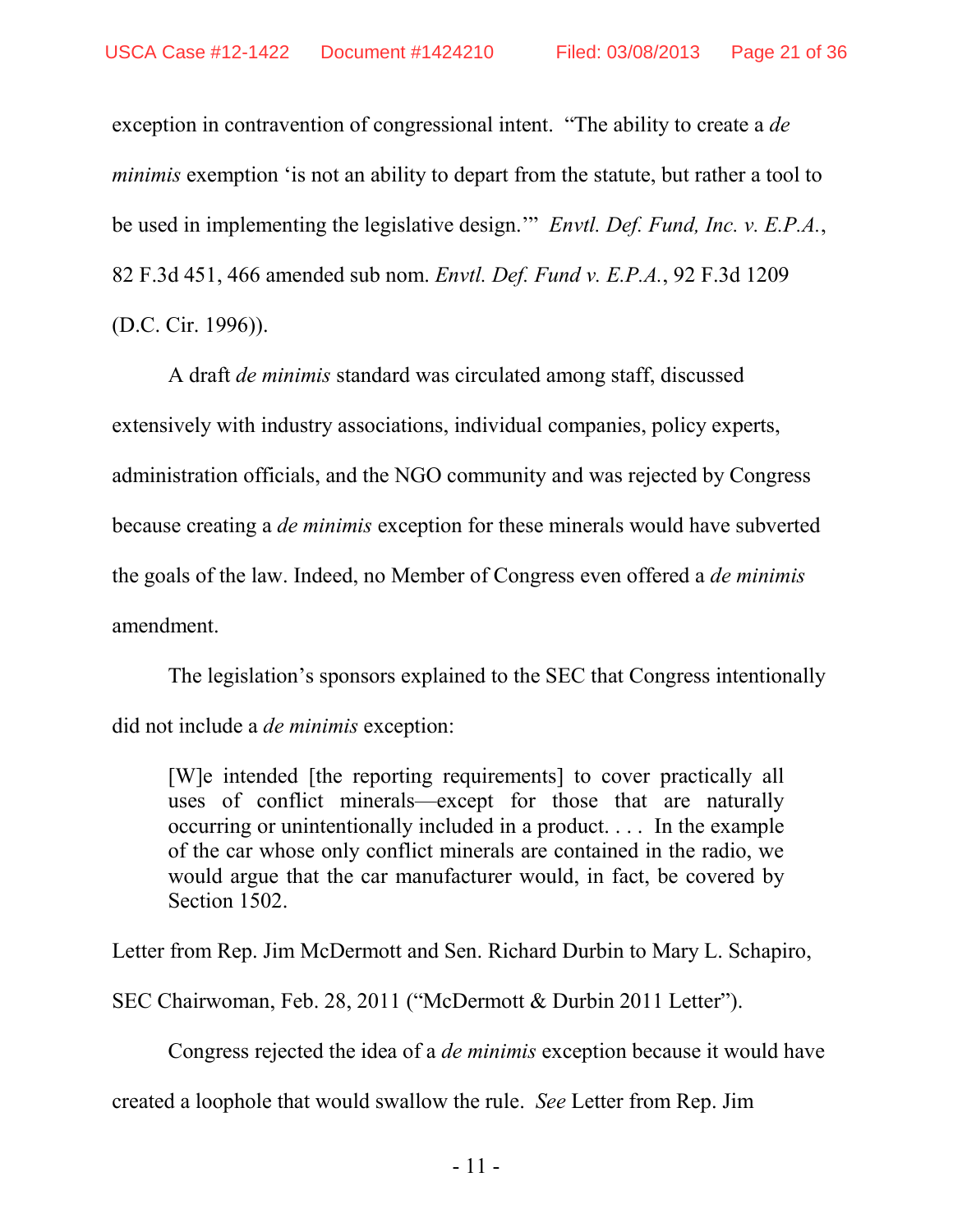exception in contravention of congressional intent. "The ability to create a *de minimis* exemption 'is not an ability to depart from the statute, but rather a tool to be used in implementing the legislative design.'" *Envtl. Def. Fund, Inc. v. E.P.A.*, 82 F.3d 451, 466 amended sub nom. *Envtl. Def. Fund v. E.P.A.*, 92 F.3d 1209 (D.C. Cir. 1996)).

A draft *de minimis* standard was circulated among staff, discussed extensively with industry associations, individual companies, policy experts, administration officials, and the NGO community and was rejected by Congress because creating a *de minimis* exception for these minerals would have subverted the goals of the law. Indeed, no Member of Congress even offered a *de minimis* amendment.

The legislation's sponsors explained to the SEC that Congress intentionally did not include a *de minimis* exception:

> [W]e intended [the reporting requirements] to cover practically all uses of conflict minerals—except for those that are naturally occurring or unintentionally included in a product. . . . In the example of the car whose only conflict minerals are contained in the radio, we would argue that the car manufacturer would, in fact, be covered by Section 1502.

Letter from Rep. Jim McDermott and Sen. Richard Durbin to Mary L. Schapiro, SEC Chairwoman, Feb. 28, 2011 ("McDermott & Durbin 2011 Letter").

Congress rejected the idea of a *de minimis* exception because it would have created a loophole that would swallow the rule. *See* Letter from Rep. Jim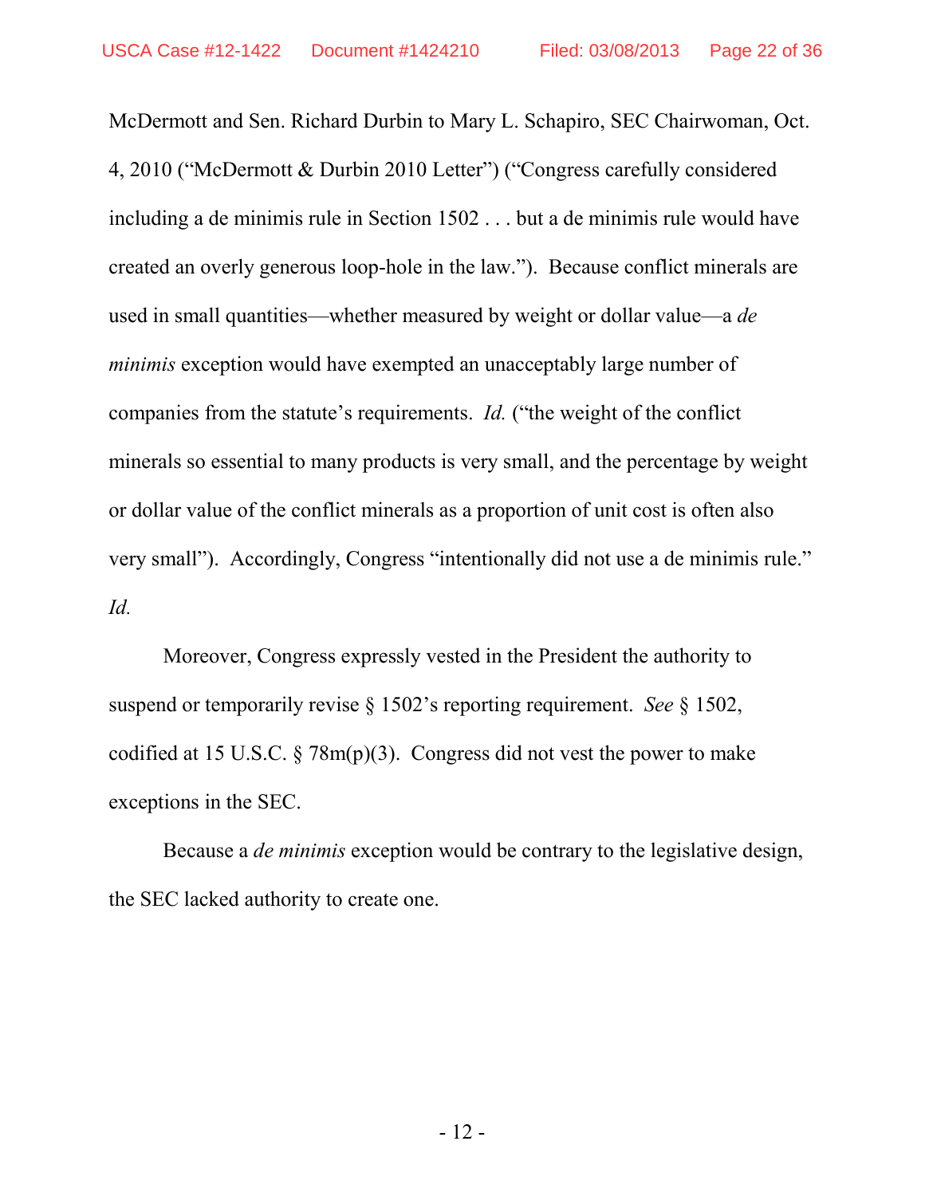McDermott and Sen. Richard Durbin to Mary L. Schapiro, SEC Chairwoman, Oct. 4, 2010 ("McDermott & Durbin 2010 Letter") ("Congress carefully considered including a de minimis rule in Section 1502 . . . but a de minimis rule would have created an overly generous loop-hole in the law."). Because conflict minerals are used in small quantities—whether measured by weight or dollar value—a *de minimis* exception would have exempted an unacceptably large number of companies from the statute's requirements. *Id.* ("the weight of the conflict minerals so essential to many products is very small, and the percentage by weight or dollar value of the conflict minerals as a proportion of unit cost is often also very small"). Accordingly, Congress "intentionally did not use a de minimis rule." *Id.*

Moreover, Congress expressly vested in the President the authority to suspend or temporarily revise § 1502's reporting requirement. *See* § 1502, codified at 15 U.S.C. § 78m(p)(3). Congress did not vest the power to make exceptions in the SEC.

Because a *de minimis* exception would be contrary to the legislative design, the SEC lacked authority to create one.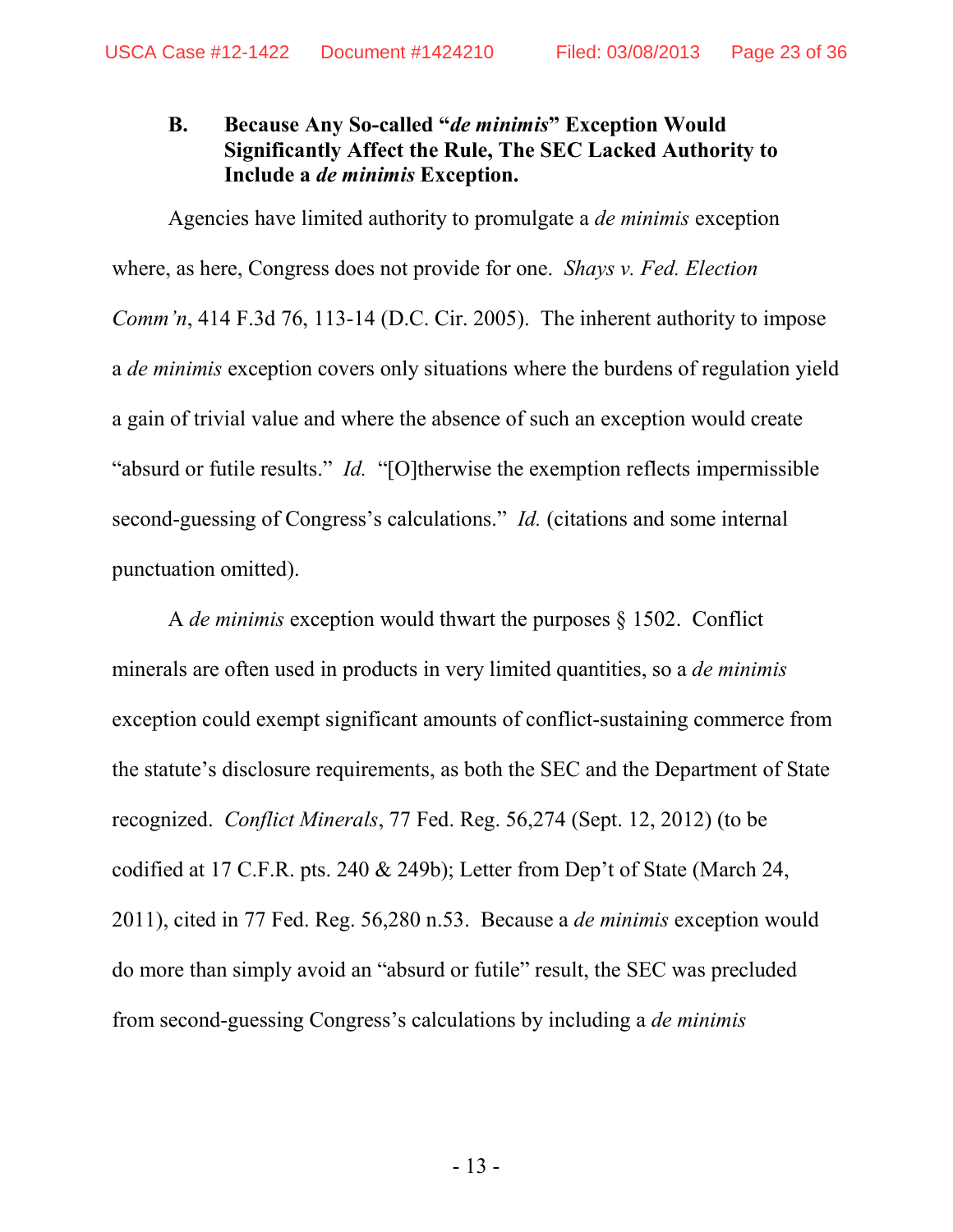### B. Because Any So-called "*de minimis*" Exception Would Significantly Affect the Rule, The SEC Lacked Authority to Include a *de minimis* Exception.

Agencies have limited authority to promulgate a *de minimis* exception where, as here, Congress does not provide for one. *Shays v. Fed. Election Comm'n*, 414 F.3d 76, 113-14 (D.C. Cir. 2005). The inherent authority to impose a *de minimis* exception covers only situations where the burdens of regulation yield a gain of trivial value and where the absence of such an exception would create "absurd or futile results." *Id.* "[O]therwise the exemption reflects impermissible second-guessing of Congress's calculations." *Id.* (citations and some internal punctuation omitted).

A *de minimis* exception would thwart the purposes § 1502. Conflict minerals are often used in products in very limited quantities, so a *de minimis* exception could exempt significant amounts of conflict-sustaining commerce from the statute's disclosure requirements, as both the SEC and the Department of State recognized. *Conflict Minerals*, 77 Fed. Reg. 56,274 (Sept. 12, 2012) (to be codified at 17 C.F.R. pts. 240 & 249b); Letter from Dep't of State (March 24, 2011), cited in 77 Fed. Reg. 56,280 n.53. Because a *de minimis* exception would do more than simply avoid an "absurd or futile" result, the SEC was precluded from second-guessing Congress's calculations by including a *de minimis*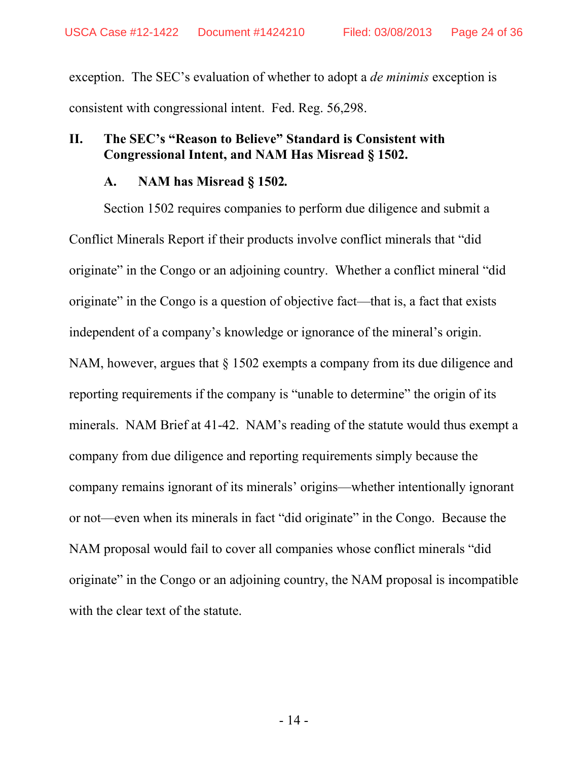exception. The SEC's evaluation of whether to adopt a *de minimis* exception is consistent with congressional intent. Fed. Reg. 56,298.

## II. The SEC's "Reason to Believe" Standard is Consistent with Congressional Intent, and NAM Has Misread § 1502.

### A. NAM has Misread § 1502.

Section 1502 requires companies to perform due diligence and submit a Conflict Minerals Report if their products involve conflict minerals that "did originate" in the Congo or an adjoining country. Whether a conflict mineral "did originate" in the Congo is a question of objective fact—that is, a fact that exists independent of a company's knowledge or ignorance of the mineral's origin. NAM, however, argues that § 1502 exempts a company from its due diligence and reporting requirements if the company is "unable to determine" the origin of its minerals. NAM Brief at 41-42. NAM's reading of the statute would thus exempt a company from due diligence and reporting requirements simply because the company remains ignorant of its minerals' origins—whether intentionally ignorant or not—even when its minerals in fact "did originate" in the Congo. Because the NAM proposal would fail to cover all companies whose conflict minerals "did originate" in the Congo or an adjoining country, the NAM proposal is incompatible with the clear text of the statute.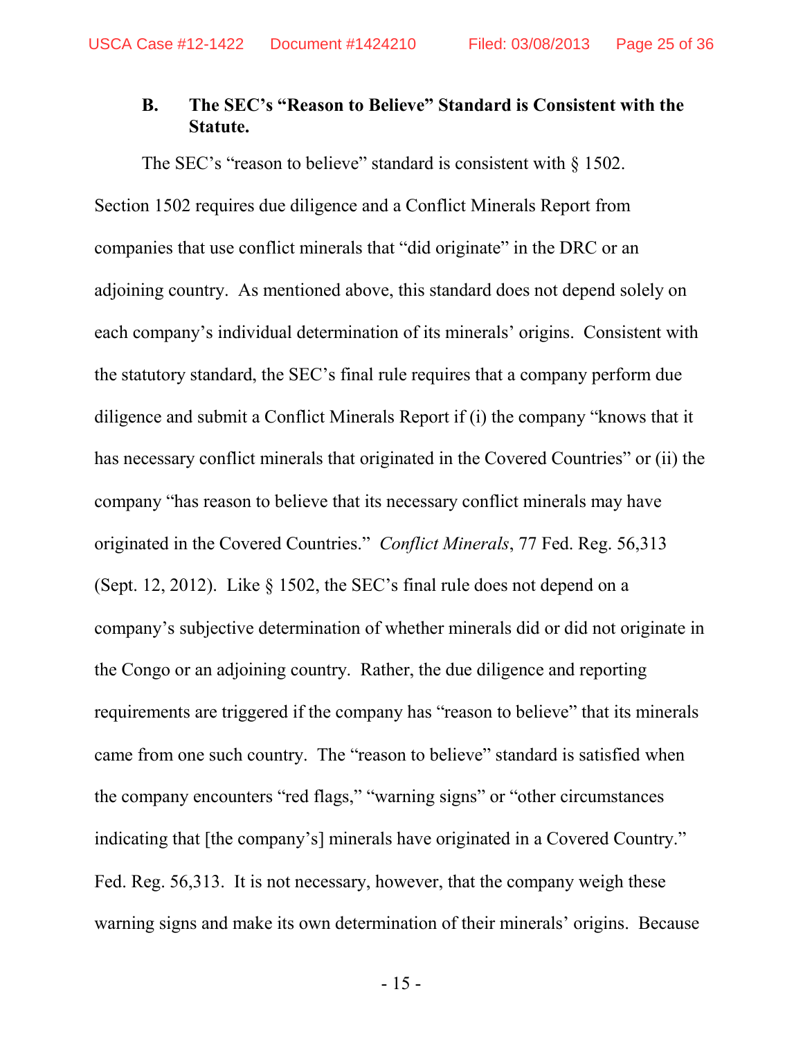### B. The SEC's "Reason to Believe" Standard is Consistent with the Statute.

The SEC's "reason to believe" standard is consistent with § 1502. Section 1502 requires due diligence and a Conflict Minerals Report from companies that use conflict minerals that "did originate" in the DRC or an adjoining country. As mentioned above, this standard does not depend solely on each company's individual determination of its minerals' origins. Consistent with the statutory standard, the SEC's final rule requires that a company perform due diligence and submit a Conflict Minerals Report if (i) the company "knows that it has necessary conflict minerals that originated in the Covered Countries" or (ii) the company "has reason to believe that its necessary conflict minerals may have originated in the Covered Countries." *Conflict Minerals*, 77 Fed. Reg. 56,313 (Sept. 12, 2012). Like § 1502, the SEC's final rule does not depend on a company's subjective determination of whether minerals did or did not originate in the Congo or an adjoining country. Rather, the due diligence and reporting requirements are triggered if the company has "reason to believe" that its minerals came from one such country. The "reason to believe" standard is satisfied when the company encounters "red flags," "warning signs" or "other circumstances indicating that [the company's] minerals have originated in a Covered Country." Fed. Reg. 56,313. It is not necessary, however, that the company weigh these warning signs and make its own determination of their minerals' origins. Because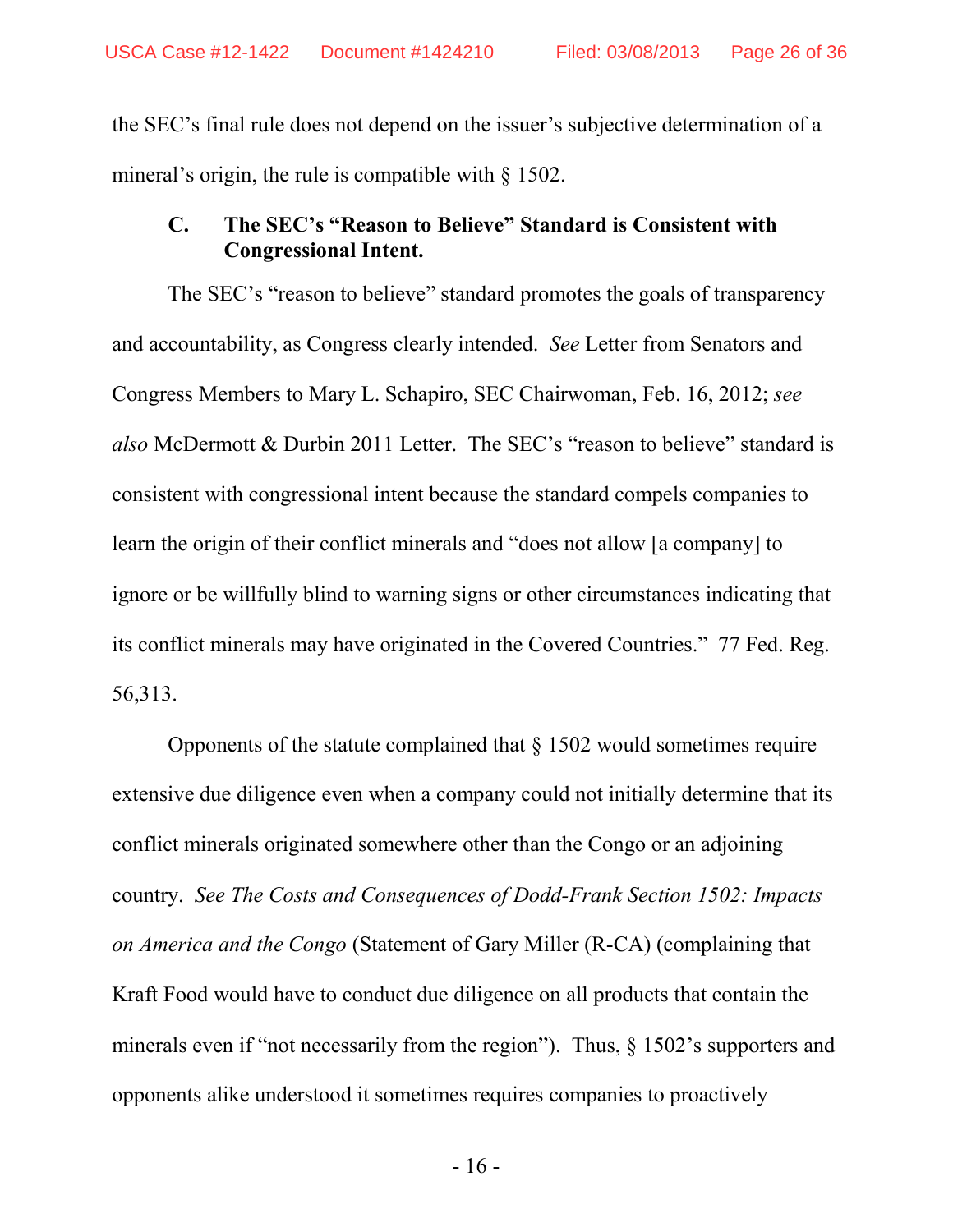the SEC's final rule does not depend on the issuer's subjective determination of a mineral's origin, the rule is compatible with § 1502.

### C. The SEC's "Reason to Believe" Standard is Consistent with Congressional Intent.

The SEC's "reason to believe" standard promotes the goals of transparency and accountability, as Congress clearly intended. *See* Letter from Senators and Congress Members to Mary L. Schapiro, SEC Chairwoman, Feb. 16, 2012; *see also* McDermott & Durbin 2011 Letter. The SEC's "reason to believe" standard is consistent with congressional intent because the standard compels companies to learn the origin of their conflict minerals and "does not allow [a company] to ignore or be willfully blind to warning signs or other circumstances indicating that its conflict minerals may have originated in the Covered Countries." 77 Fed. Reg. 56,313.

Opponents of the statute complained that § 1502 would sometimes require extensive due diligence even when a company could not initially determine that its conflict minerals originated somewhere other than the Congo or an adjoining country. *See The Costs and Consequences of Dodd-Frank Section 1502: Impacts on America and the Congo* (Statement of Gary Miller (R-CA) (complaining that Kraft Food would have to conduct due diligence on all products that contain the minerals even if "not necessarily from the region"). Thus, § 1502's supporters and opponents alike understood it sometimes requires companies to proactively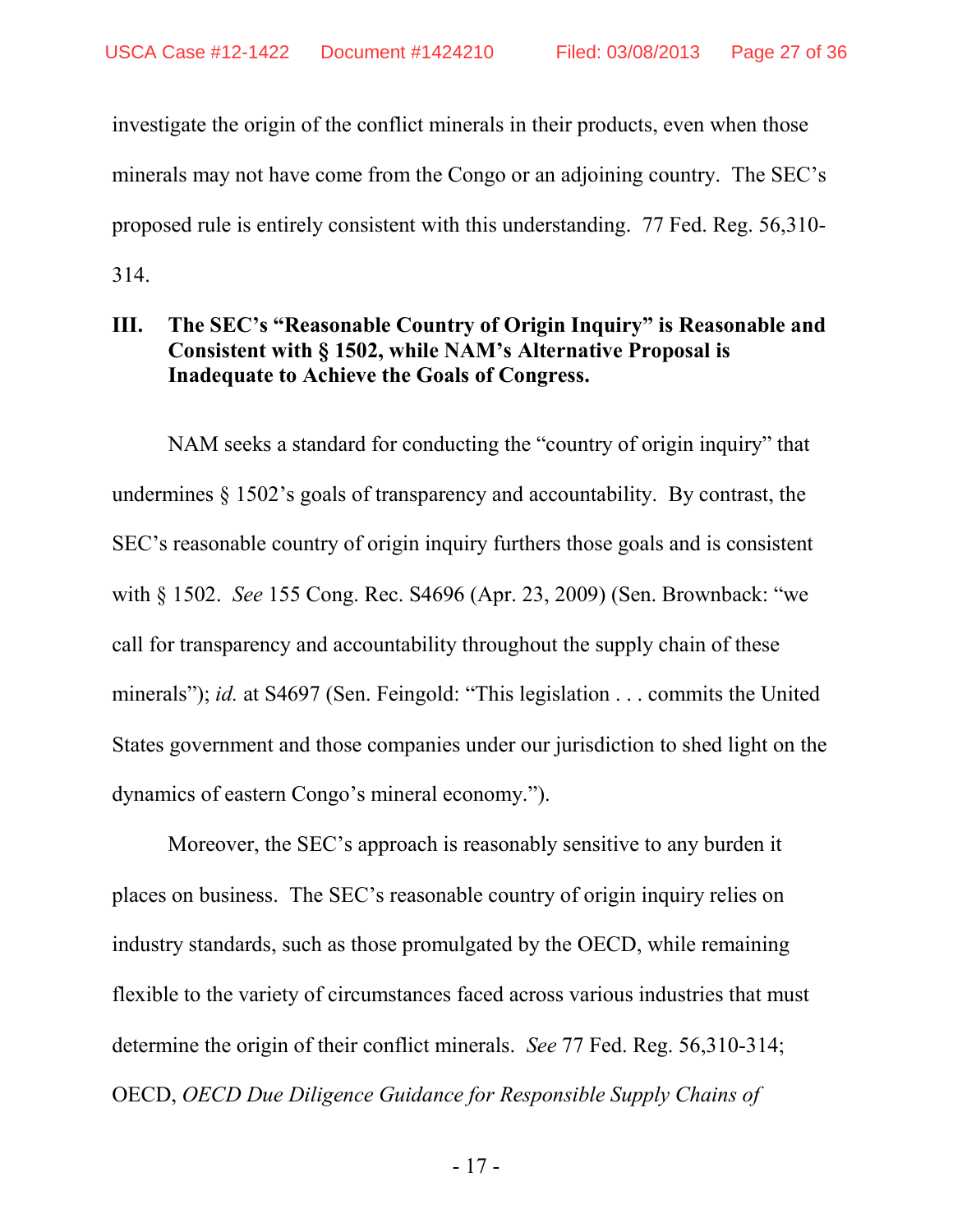investigate the origin of the conflict minerals in their products, even when those minerals may not have come from the Congo or an adjoining country. The SEC's proposed rule is entirely consistent with this understanding. 77 Fed. Reg. 56,310-314.

## III. The SEC's "Reasonable Country of Origin Inquiry" is Reasonable and Consistent with § 1502, while NAM's Alternative Proposal is Inadequate to Achieve the Goals of Congress.

NAM seeks a standard for conducting the "country of origin inquiry" that undermines § 1502's goals of transparency and accountability. By contrast, the SEC's reasonable country of origin inquiry furthers those goals and is consistent with § 1502. *See* 155 Cong. Rec. S4696 (Apr. 23, 2009) (Sen. Brownback: "we call for transparency and accountability throughout the supply chain of these minerals"); *id.* at S4697 (Sen. Feingold: "This legislation . . . commits the United States government and those companies under our jurisdiction to shed light on the dynamics of eastern Congo's mineral economy.").

Moreover, the SEC's approach is reasonably sensitive to any burden it places on business. The SEC's reasonable country of origin inquiry relies on industry standards, such as those promulgated by the OECD, while remaining flexible to the variety of circumstances faced across various industries that must determine the origin of their conflict minerals. *See* 77 Fed. Reg. 56,310-314; OECD, *OECD Due Diligence Guidance for Responsible Supply Chains of*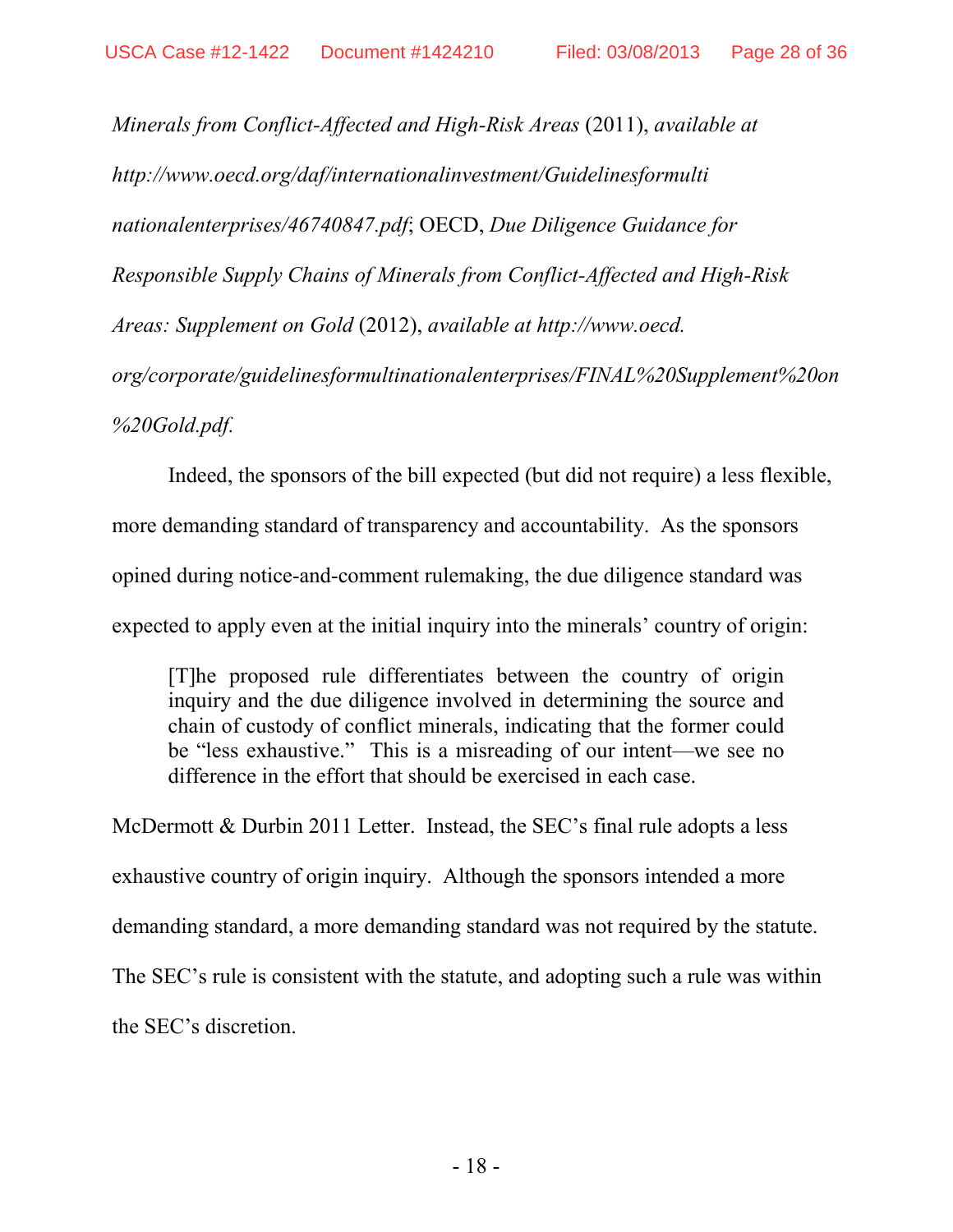*Minerals from Conflict-Affected and High-Risk Areas* (2011), *available at http://www.oecd.org/daf/internationalinvestment/Guidelinesformulti nationalenterprises/46740847.pdf*; OECD, *Due Diligence Guidance for Responsible Supply Chains of Minerals from Conflict-Affected and High-Risk Areas: Supplement on Gold* (2012), *available at http://www.oecd. org/corporate/guidelinesformultinationalenterprises/FINAL%20Supplement%20on %20Gold.pdf.*

Indeed, the sponsors of the bill expected (but did not require) a less flexible, more demanding standard of transparency and accountability. As the sponsors opined during notice-and-comment rulemaking, the due diligence standard was expected to apply even at the initial inquiry into the minerals' country of origin:

> [T]he proposed rule differentiates between the country of origin inquiry and the due diligence involved in determining the source and chain of custody of conflict minerals, indicating that the former could be "less exhaustive." This is a misreading of our intent—we see no difference in the effort that should be exercised in each case.

McDermott & Durbin 2011 Letter. Instead, the SEC's final rule adopts a less exhaustive country of origin inquiry. Although the sponsors intended a more demanding standard, a more demanding standard was not required by the statute. The SEC's rule is consistent with the statute, and adopting such a rule was within the SEC's discretion.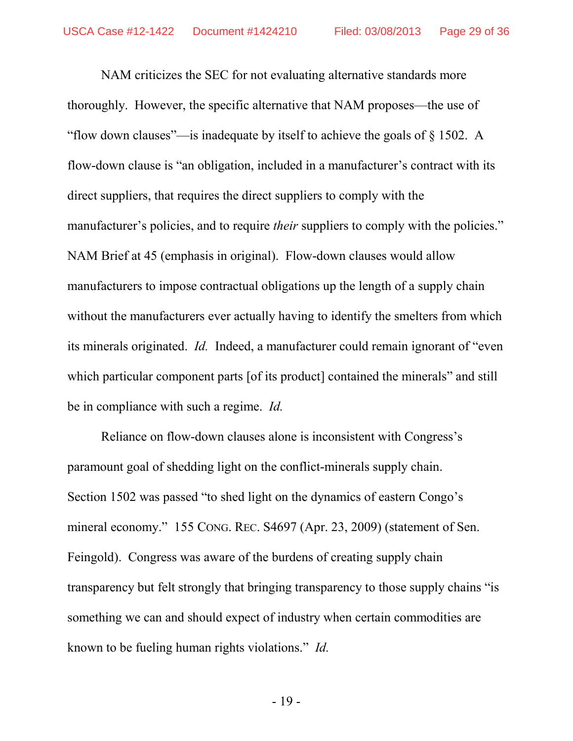NAM criticizes the SEC for not evaluating alternative standards more thoroughly. However, the specific alternative that NAM proposes—the use of "flow down clauses"—is inadequate by itself to achieve the goals of § 1502. A flow-down clause is "an obligation, included in a manufacturer's contract with its direct suppliers, that requires the direct suppliers to comply with the manufacturer's policies, and to require *their* suppliers to comply with the policies." NAM Brief at 45 (emphasis in original). Flow-down clauses would allow manufacturers to impose contractual obligations up the length of a supply chain without the manufacturers ever actually having to identify the smelters from which its minerals originated. *Id.* Indeed, a manufacturer could remain ignorant of "even which particular component parts [of its product] contained the minerals" and still be in compliance with such a regime. *Id.*

Reliance on flow-down clauses alone is inconsistent with Congress's paramount goal of shedding light on the conflict-minerals supply chain. Section 1502 was passed "to shed light on the dynamics of eastern Congo's mineral economy." 155 CONG. REC. S4697 (Apr. 23, 2009) (statement of Sen. Feingold). Congress was aware of the burdens of creating supply chain transparency but felt strongly that bringing transparency to those supply chains "is something we can and should expect of industry when certain commodities are known to be fueling human rights violations." *Id.*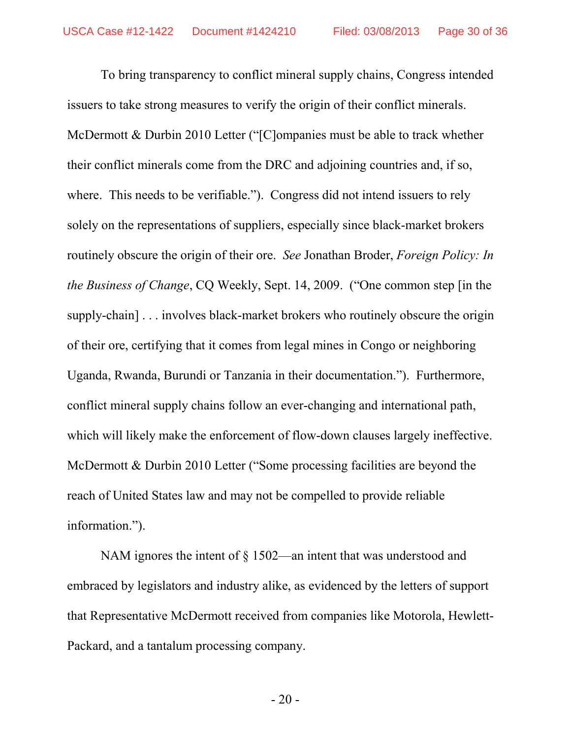To bring transparency to conflict mineral supply chains, Congress intended issuers to take strong measures to verify the origin of their conflict minerals. McDermott & Durbin 2010 Letter ("[C]ompanies must be able to track whether their conflict minerals come from the DRC and adjoining countries and, if so, where. This needs to be verifiable."). Congress did not intend issuers to rely solely on the representations of suppliers, especially since black-market brokers routinely obscure the origin of their ore. *See* Jonathan Broder, *Foreign Policy: In the Business of Change*, CQ Weekly, Sept. 14, 2009. ("One common step [in the supply-chain] . . . involves black-market brokers who routinely obscure the origin of their ore, certifying that it comes from legal mines in Congo or neighboring Uganda, Rwanda, Burundi or Tanzania in their documentation."). Furthermore, conflict mineral supply chains follow an ever-changing and international path, which will likely make the enforcement of flow-down clauses largely ineffective. McDermott & Durbin 2010 Letter ("Some processing facilities are beyond the reach of United States law and may not be compelled to provide reliable information.").

NAM ignores the intent of § 1502—an intent that was understood and embraced by legislators and industry alike, as evidenced by the letters of support that Representative McDermott received from companies like Motorola, Hewlett-Packard, and a tantalum processing company.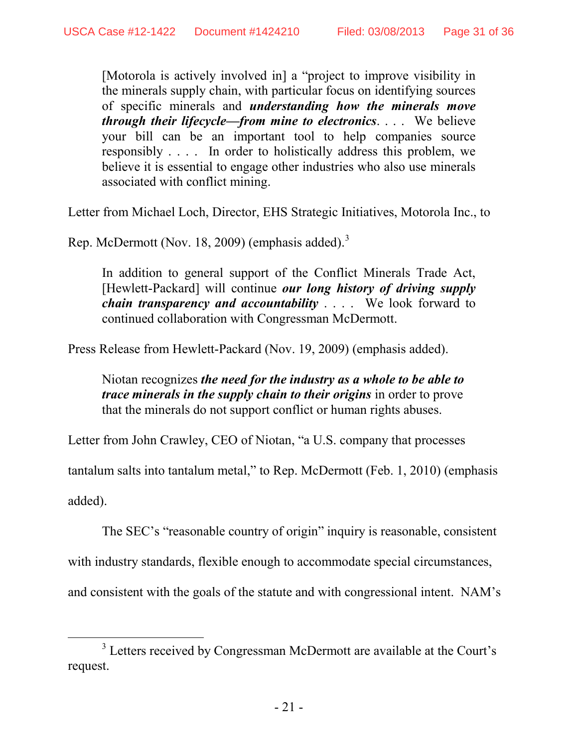> [Motorola is actively involved in] a "project to improve visibility in the minerals supply chain, with particular focus on identifying sources of specific minerals and ***understanding how the minerals move through their lifecycle—from mine to electronics***. . . . We believe your bill can be an important tool to help companies source responsibly . . . . In order to holistically address this problem, we believe it is essential to engage other industries who also use minerals associated with conflict mining.

Letter from Michael Loch, Director, EHS Strategic Initiatives, Motorola Inc., to Rep. McDermott (Nov. 18, 2009) (emphasis added).[3]

> In addition to general support of the Conflict Minerals Trade Act, [Hewlett-Packard] will continue ***our long history of driving supply chain transparency and accountability*** . . . . We look forward to continued collaboration with Congressman McDermott.

Press Release from Hewlett-Packard (Nov. 19, 2009) (emphasis added).

> Niotan recognizes ***the need for the industry as a whole to be able to trace minerals in the supply chain to their origins*** in order to prove that the minerals do not support conflict or human rights abuses.

Letter from John Crawley, CEO of Niotan, "a U.S. company that processes tantalum salts into tantalum metal," to Rep. McDermott (Feb. 1, 2010) (emphasis added).

The SEC's "reasonable country of origin" inquiry is reasonable, consistent with industry standards, flexible enough to accommodate special circumstances, and consistent with the goals of the statute and with congressional intent. NAM's

---

[3] Letters received by Congressman McDermott are available at the Court's request.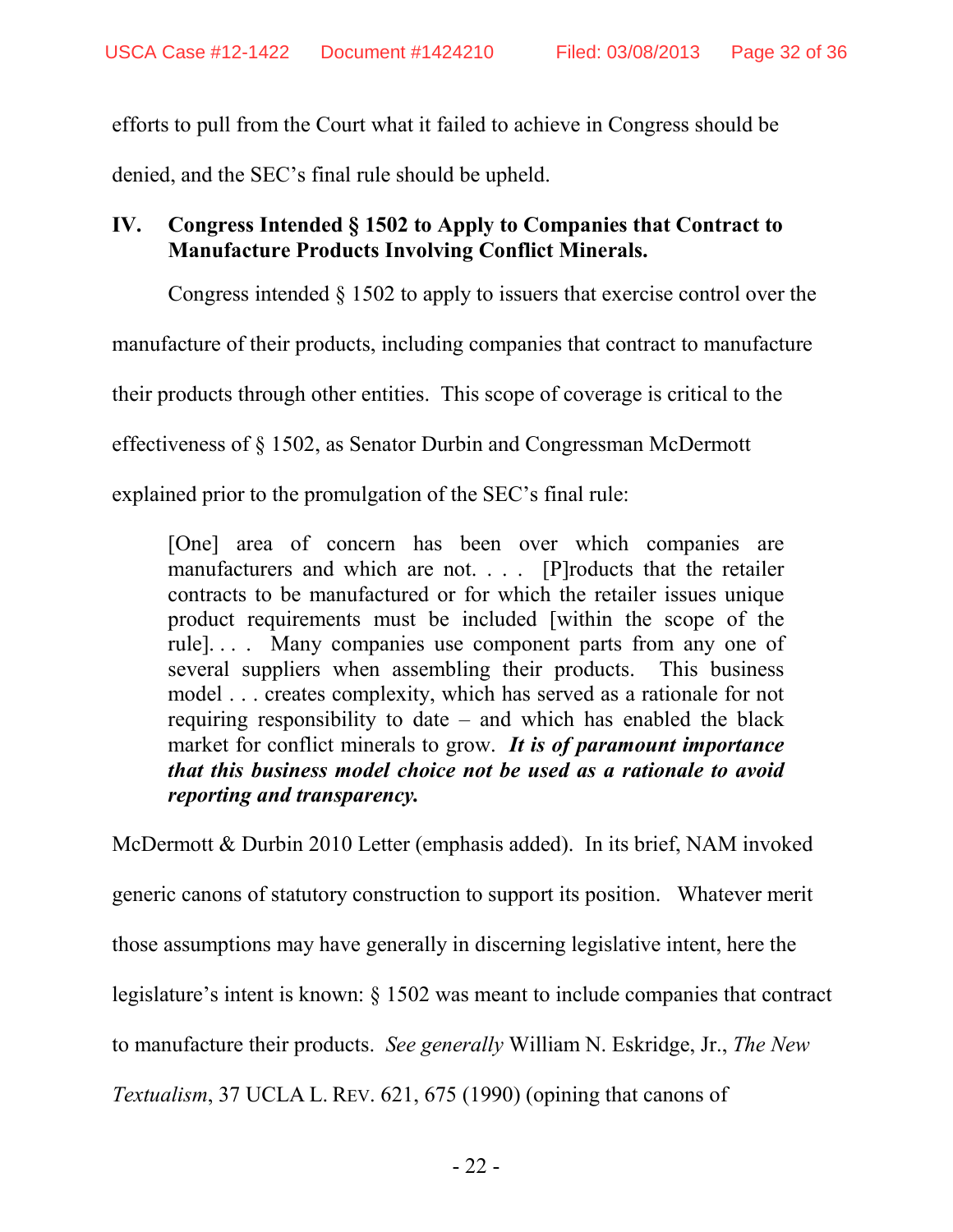efforts to pull from the Court what it failed to achieve in Congress should be denied, and the SEC's final rule should be upheld.

## IV. Congress Intended § 1502 to Apply to Companies that Contract to Manufacture Products Involving Conflict Minerals.

Congress intended § 1502 to apply to issuers that exercise control over the manufacture of their products, including companies that contract to manufacture their products through other entities. This scope of coverage is critical to the effectiveness of § 1502, as Senator Durbin and Congressman McDermott explained prior to the promulgation of the SEC's final rule:

> [One] area of concern has been over which companies are manufacturers and which are not. . . . [P]roducts that the retailer contracts to be manufactured or for which the retailer issues unique product requirements must be included [within the scope of the rule]. . . . Many companies use component parts from any one of several suppliers when assembling their products. This business model . . . creates complexity, which has served as a rationale for not requiring responsibility to date – and which has enabled the black market for conflict minerals to grow. ***It is of paramount importance that this business model choice not be used as a rationale to avoid reporting and transparency.***

McDermott & Durbin 2010 Letter (emphasis added). In its brief, NAM invoked generic canons of statutory construction to support its position. Whatever merit those assumptions may have generally in discerning legislative intent, here the legislature's intent is known: § 1502 was meant to include companies that contract to manufacture their products. *See generally* William N. Eskridge, Jr., *The New Textualism*, 37 UCLA L. REV. 621, 675 (1990) (opining that canons of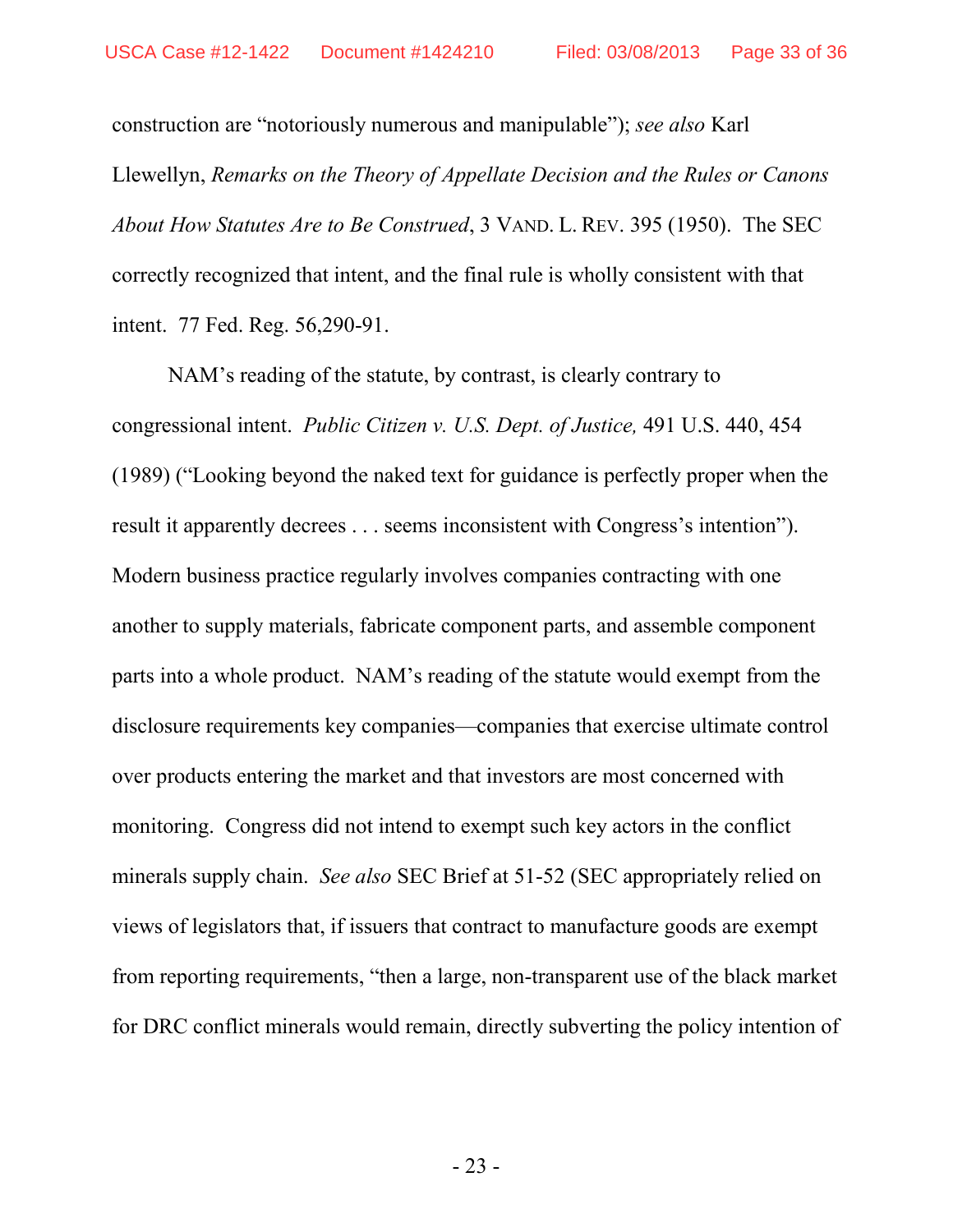construction are "notoriously numerous and manipulable"); *see also* Karl Llewellyn, *Remarks on the Theory of Appellate Decision and the Rules or Canons About How Statutes Are to Be Construed*, 3 VAND. L. REV. 395 (1950). The SEC correctly recognized that intent, and the final rule is wholly consistent with that intent. 77 Fed. Reg. 56,290-91.

NAM's reading of the statute, by contrast, is clearly contrary to congressional intent. *Public Citizen v. U.S. Dept. of Justice,* 491 U.S. 440, 454 (1989) ("Looking beyond the naked text for guidance is perfectly proper when the result it apparently decrees . . . seems inconsistent with Congress's intention"). Modern business practice regularly involves companies contracting with one another to supply materials, fabricate component parts, and assemble component parts into a whole product. NAM's reading of the statute would exempt from the disclosure requirements key companies—companies that exercise ultimate control over products entering the market and that investors are most concerned with monitoring. Congress did not intend to exempt such key actors in the conflict minerals supply chain. *See also* SEC Brief at 51-52 (SEC appropriately relied on views of legislators that, if issuers that contract to manufacture goods are exempt from reporting requirements, "then a large, non-transparent use of the black market for DRC conflict minerals would remain, directly subverting the policy intention of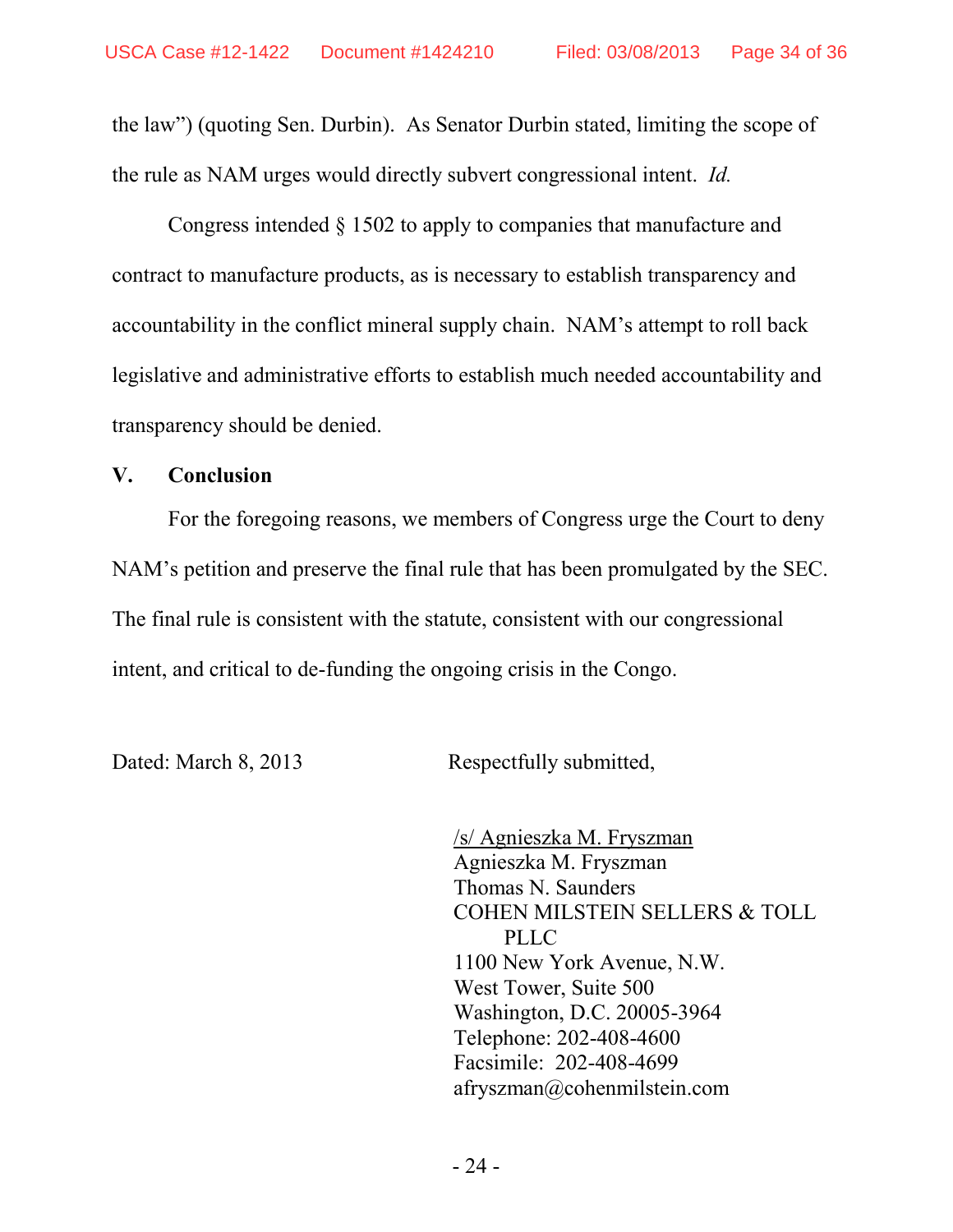the law") (quoting Sen. Durbin). As Senator Durbin stated, limiting the scope of the rule as NAM urges would directly subvert congressional intent. *Id.*

Congress intended § 1502 to apply to companies that manufacture and contract to manufacture products, as is necessary to establish transparency and accountability in the conflict mineral supply chain. NAM's attempt to roll back legislative and administrative efforts to establish much needed accountability and transparency should be denied.

## V. Conclusion

For the foregoing reasons, we members of Congress urge the Court to deny NAM's petition and preserve the final rule that has been promulgated by the SEC. The final rule is consistent with the statute, consistent with our congressional intent, and critical to de-funding the ongoing crisis in the Congo.

Dated: March 8, 2013

Respectfully submitted,

/s/ Agnieszka M. Fryszman
Agnieszka M. Fryszman
Thomas N. Saunders
COHEN MILSTEIN SELLERS & TOLL PLLC
1100 New York Avenue, N.W.
West Tower, Suite 500
Washington, D.C. 20005-3964
Telephone: 202-408-4600
Facsimile: 202-408-4699
afryszman@cohenmilstein.com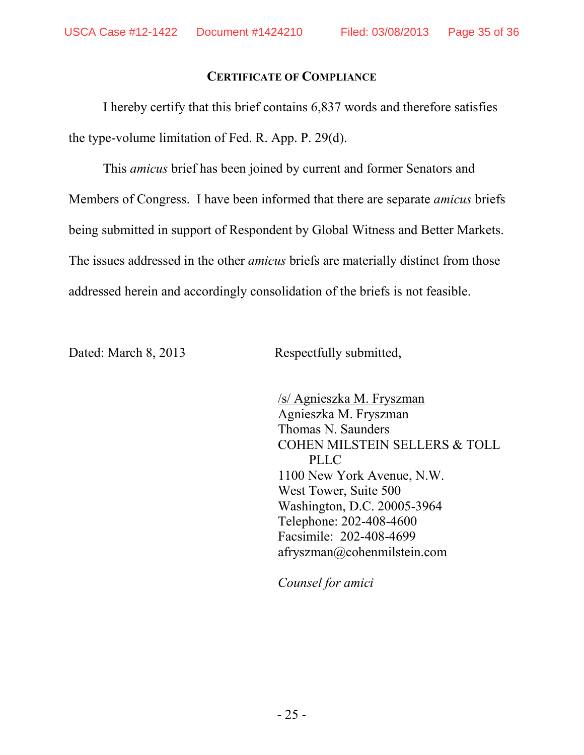## CERTIFICATE OF COMPLIANCE

I hereby certify that this brief contains 6,837 words and therefore satisfies the type-volume limitation of Fed. R. App. P. 29(d).

This *amicus* brief has been joined by current and former Senators and Members of Congress. I have been informed that there are separate *amicus* briefs being submitted in support of Respondent by Global Witness and Better Markets. The issues addressed in the other *amicus* briefs are materially distinct from those addressed herein and accordingly consolidation of the briefs is not feasible.

Dated: March 8, 2013

Respectfully submitted,

/s/ Agnieszka M. Fryszman
Agnieszka M. Fryszman
Thomas N. Saunders
COHEN MILSTEIN SELLERS & TOLL PLLC
1100 New York Avenue, N.W.
West Tower, Suite 500
Washington, D.C. 20005-3964
Telephone: 202-408-4600
Facsimile: 202-408-4699
afryszman@cohenmilstein.com

*Counsel for amici*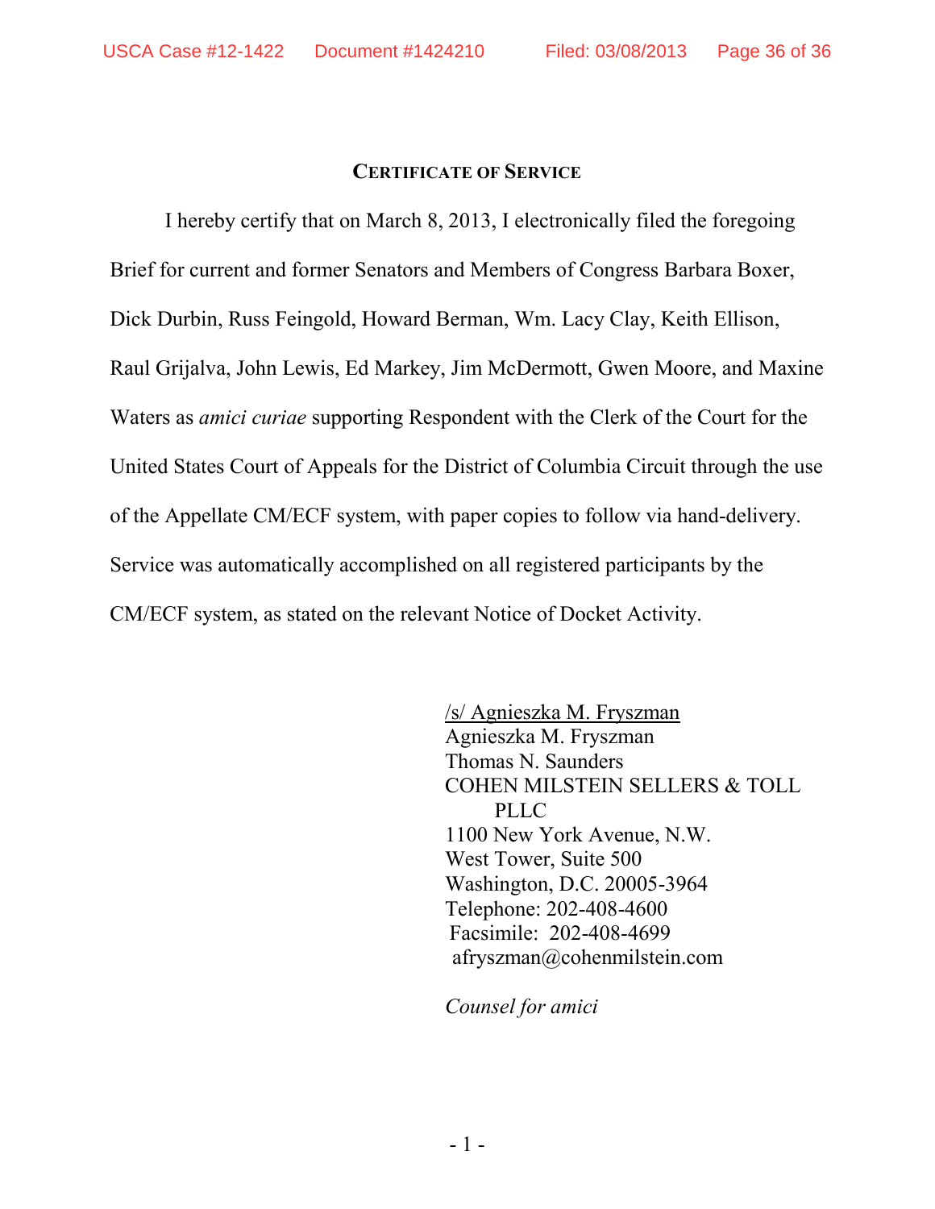## CERTIFICATE OF SERVICE

I hereby certify that on March 8, 2013, I electronically filed the foregoing Brief for current and former Senators and Members of Congress Barbara Boxer, Dick Durbin, Russ Feingold, Howard Berman, Wm. Lacy Clay, Keith Ellison, Raul Grijalva, John Lewis, Ed Markey, Jim McDermott, Gwen Moore, and Maxine Waters as *amici curiae* supporting Respondent with the Clerk of the Court for the United States Court of Appeals for the District of Columbia Circuit through the use of the Appellate CM/ECF system, with paper copies to follow via hand-delivery. Service was automatically accomplished on all registered participants by the CM/ECF system, as stated on the relevant Notice of Docket Activity.

/s/ Agnieszka M. Fryszman
Agnieszka M. Fryszman
Thomas N. Saunders
COHEN MILSTEIN SELLERS & TOLL PLLC
1100 New York Avenue, N.W.
West Tower, Suite 500
Washington, D.C. 20005-3964
Telephone: 202-408-4600
Facsimile: 202-408-4699
afryszman@cohenmilstein.com

*Counsel for amici*